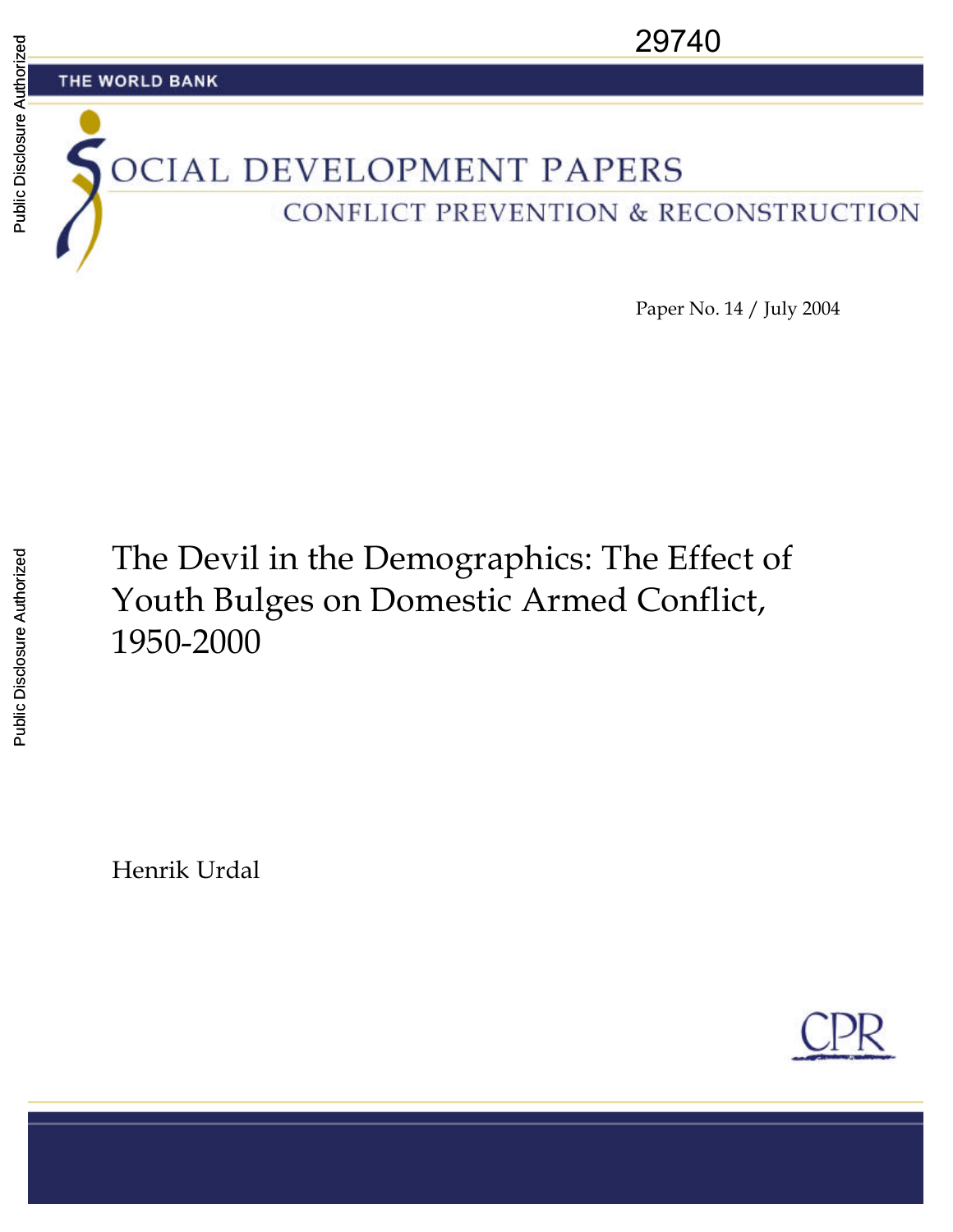29740

THE WORLD BANK

# SOCIAL DEVELOPMENT PAPERS

## CONFLICT PREVENTION & RECONSTRUCTION

Paper No. 14 / July 2004

# The Devil in the Demographics: The Effect of Youth Bulges on Domestic Armed Conflict, 1950-2000

Henrik Urdal

CPR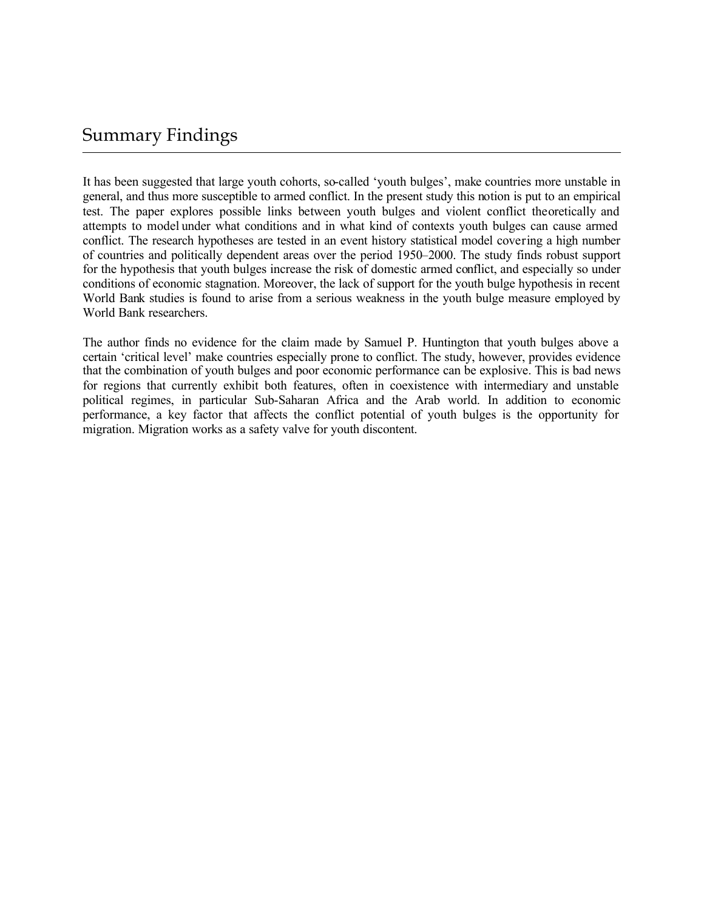## Summary Findings

It has been suggested that large youth cohorts, so-called 'youth bulges', make countries more unstable in general, and thus more susceptible to armed conflict. In the present study this notion is put to an empirical test. The paper explores possible links between youth bulges and violent conflict theoretically and attempts to model under what conditions and in what kind of contexts youth bulges can cause armed conflict. The research hypotheses are tested in an event history statistical model covering a high number of countries and politically dependent areas over the period 1950–2000. The study finds robust support for the hypothesis that youth bulges increase the risk of domestic armed conflict, and especially so under conditions of economic stagnation. Moreover, the lack of support for the youth bulge hypothesis in recent World Bank studies is found to arise from a serious weakness in the youth bulge measure employed by World Bank researchers.

The author finds no evidence for the claim made by Samuel P. Huntington that youth bulges above a certain 'critical level' make countries especially prone to conflict. The study, however, provides evidence that the combination of youth bulges and poor economic performance can be explosive. This is bad news for regions that currently exhibit both features, often in coexistence with intermediary and unstable political regimes, in particular Sub-Saharan Africa and the Arab world. In addition to economic performance, a key factor that affects the conflict potential of youth bulges is the opportunity for migration. Migration works as a safety valve for youth discontent.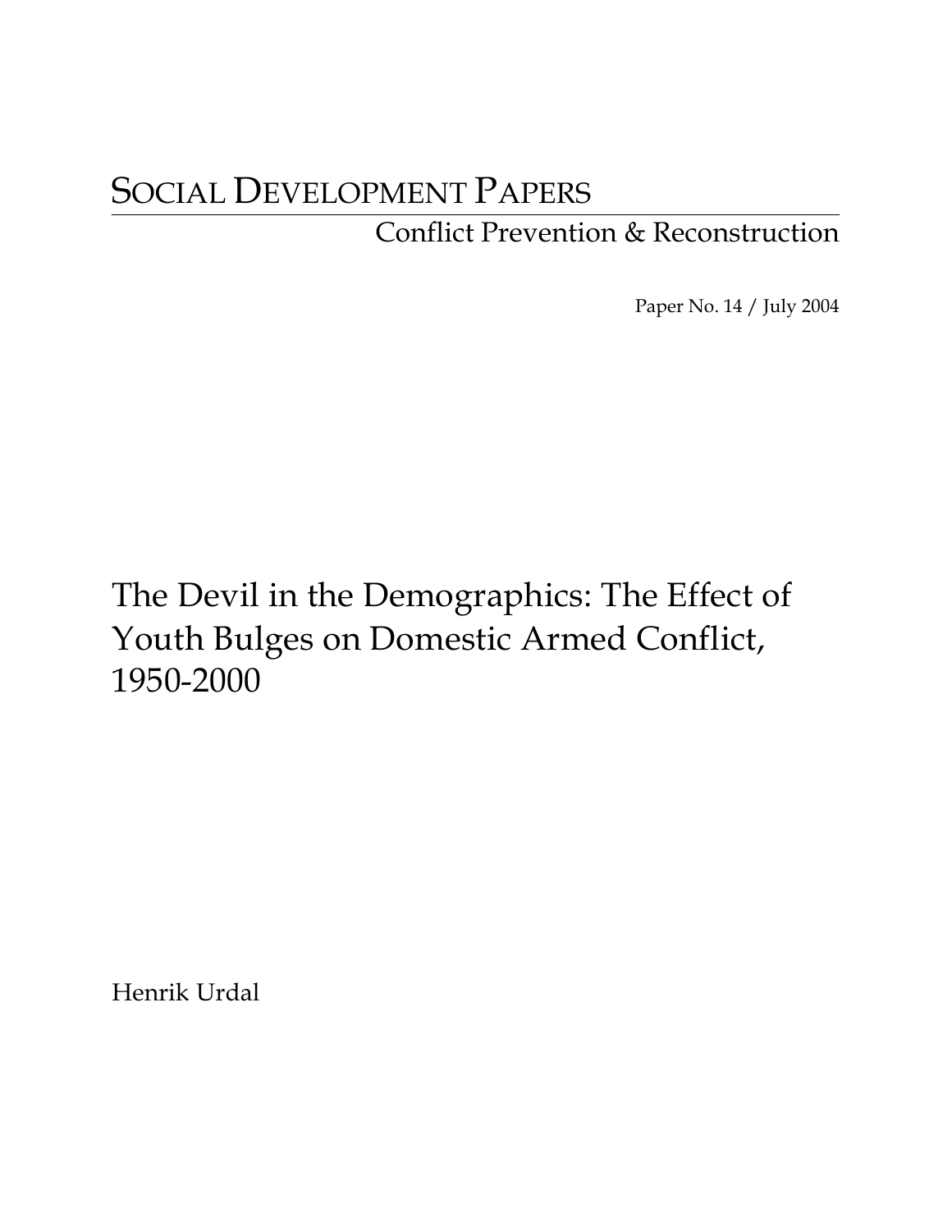# SOCIAL DEVELOPMENT PAPERS

## Conflict Prevention & Reconstruction

Paper No. 14 / July 2004

# The Devil in the Demographics: The Effect of Youth Bulges on Domestic Armed Conflict, 1950-2000

Henrik Urdal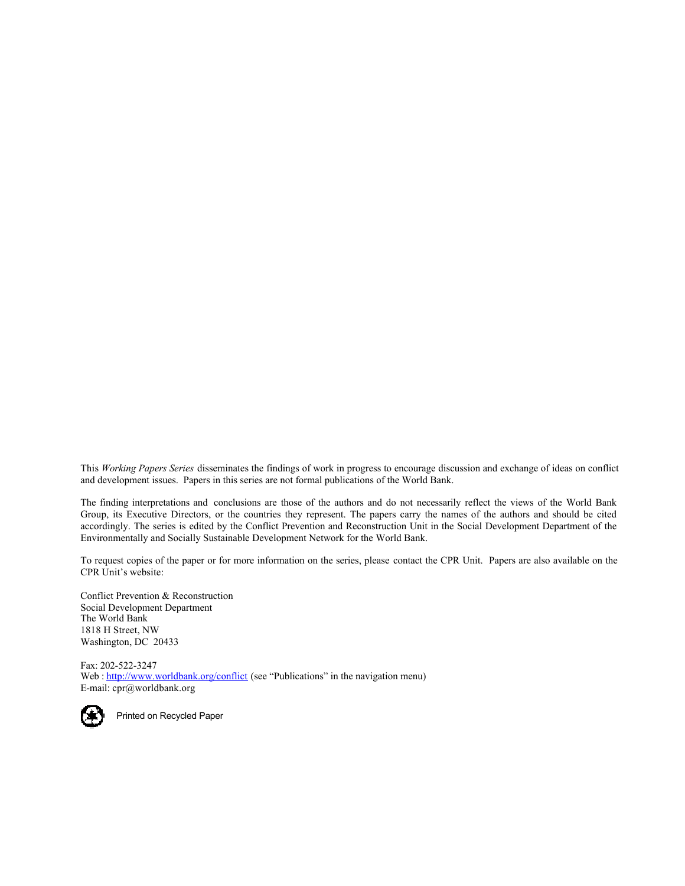This *Working Papers Series* disseminates the findings of work in progress to encourage discussion and exchange of ideas on conflict and development issues. Papers in this series are not formal publications of the World Bank.

The finding interpretations and conclusions are those of the authors and do not necessarily reflect the views of the World Bank Group, its Executive Directors, or the countries they represent. The papers carry the names of the authors and should be cited accordingly. The series is edited by the Conflict Prevention and Reconstruction Unit in the Social Development Department of the Environmentally and Socially Sustainable Development Network for the World Bank.

To request copies of the paper or for more information on the series, please contact the CPR Unit. Papers are also available on the CPR Unit's website:

Conflict Prevention & Reconstruction
Social Development Department
The World Bank
1818 H Street, NW
Washington, DC 20433

Fax: 202-522-3247
Web : http://www.worldbank.org/conflict (see "Publications" in the navigation menu)
E-mail: cpr@worldbank.org

Printed on Recycled Paper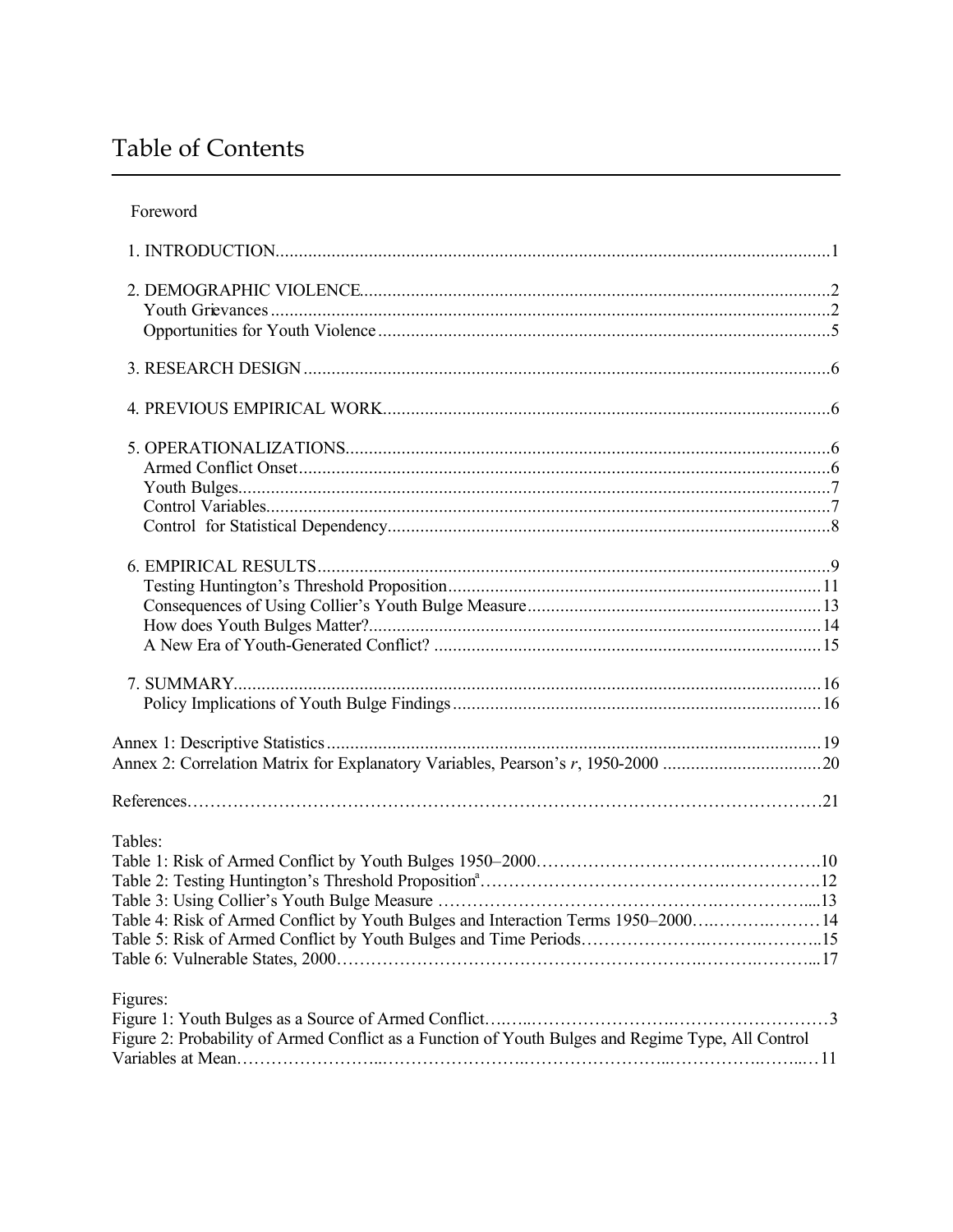# Table of Contents

Foreword

1. INTRODUCTION.......................................................................................................................1

2. DEMOGRAPHIC VIOLENCE....................................................................................................2
   Youth Grievances........................................................................................................................2
   Opportunities for Youth Violence.................................................................................................5

3. RESEARCH DESIGN.................................................................................................................6

4. PREVIOUS EMPIRICAL WORK................................................................................................6

5. OPERATIONALIZATIONS.........................................................................................................6
   Armed Conflict Onset..................................................................................................................6
   Youth Bulges...............................................................................................................................7
   Control Variables.........................................................................................................................7
   Control for Statistical Dependency...............................................................................................8

6. EMPIRICAL RESULTS..............................................................................................................9
   Testing Huntington's Threshold Proposition................................................................................11
   Consequences of Using Collier's Youth Bulge Measure...............................................................13
   How does Youth Bulges Matter?.................................................................................................14
   A New Era of Youth-Generated Conflict?...................................................................................15

7. SUMMARY..............................................................................................................................16
   Policy Implications of Youth Bulge Findings...............................................................................16

Annex 1: Descriptive Statistics..........................................................................................................19
Annex 2: Correlation Matrix for Explanatory Variables, Pearson's *r*, 1950-2000..................................20

References.......................................................................................................................................21

Tables:
Table 1: Risk of Armed Conflict by Youth Bulges 1950–2000..............................................................10
Table 2: Testing Huntington's Threshold Proposition[a].......................................................................12
Table 3: Using Collier's Youth Bulge Measure.....................................................................................13
Table 4: Risk of Armed Conflict by Youth Bulges and Interaction Terms 1950–2000.............................14
Table 5: Risk of Armed Conflict by Youth Bulges and Time Periods.....................................................15
Table 6: Vulnerable States, 2000........................................................................................................17

Figures:
Figure 1: Youth Bulges as a Source of Armed Conflict...........................................................................3
Figure 2: Probability of Armed Conflict as a Function of Youth Bulges and Regime Type, All Control Variables at Mean..........................................................................................................................11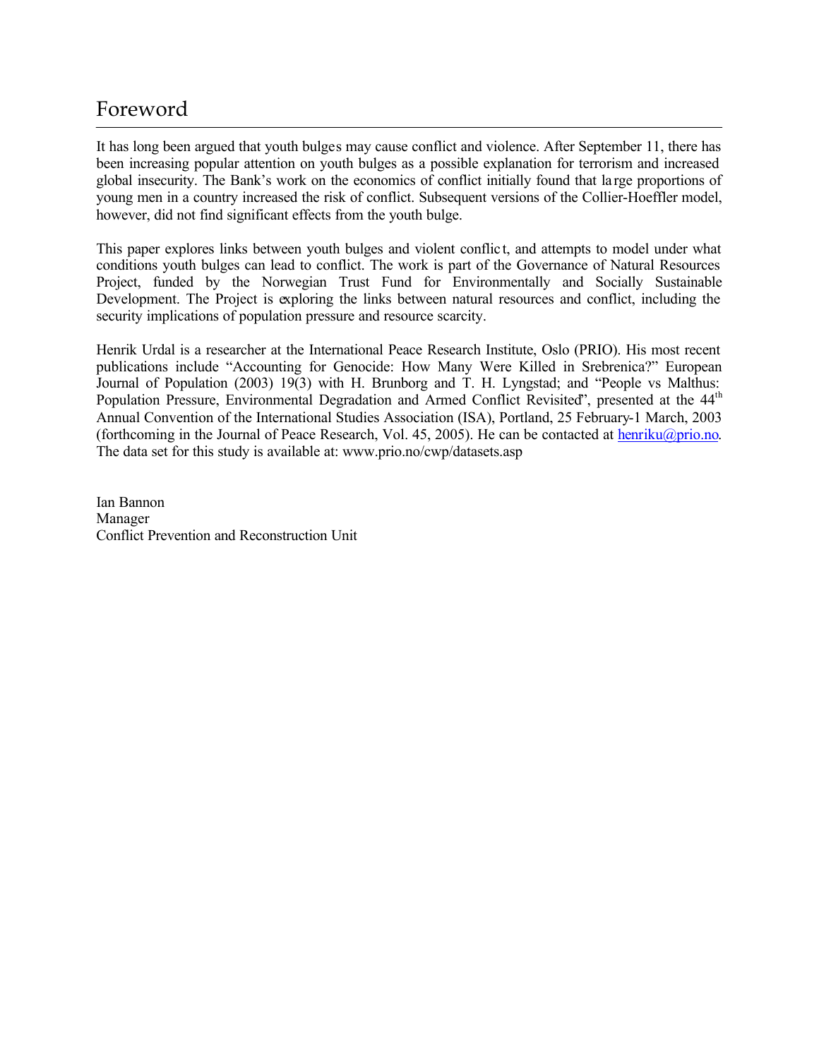# Foreword

It has long been argued that youth bulges may cause conflict and violence. After September 11, there has been increasing popular attention on youth bulges as a possible explanation for terrorism and increased global insecurity. The Bank's work on the economics of conflict initially found that large proportions of young men in a country increased the risk of conflict. Subsequent versions of the Collier-Hoeffler model, however, did not find significant effects from the youth bulge.

This paper explores links between youth bulges and violent conflict, and attempts to model under what conditions youth bulges can lead to conflict. The work is part of the Governance of Natural Resources Project, funded by the Norwegian Trust Fund for Environmentally and Socially Sustainable Development. The Project is exploring the links between natural resources and conflict, including the security implications of population pressure and resource scarcity.

Henrik Urdal is a researcher at the International Peace Research Institute, Oslo (PRIO). His most recent publications include "Accounting for Genocide: How Many Were Killed in Srebrenica?" European Journal of Population (2003) 19(3) with H. Brunborg and T. H. Lyngstad; and "People vs Malthus: Population Pressure, Environmental Degradation and Armed Conflict Revisited", presented at the 44th Annual Convention of the International Studies Association (ISA), Portland, 25 February-1 March, 2003 (forthcoming in the Journal of Peace Research, Vol. 45, 2005). He can be contacted at henriku@prio.no. The data set for this study is available at: www.prio.no/cwp/datasets.asp

Ian Bannon
Manager
Conflict Prevention and Reconstruction Unit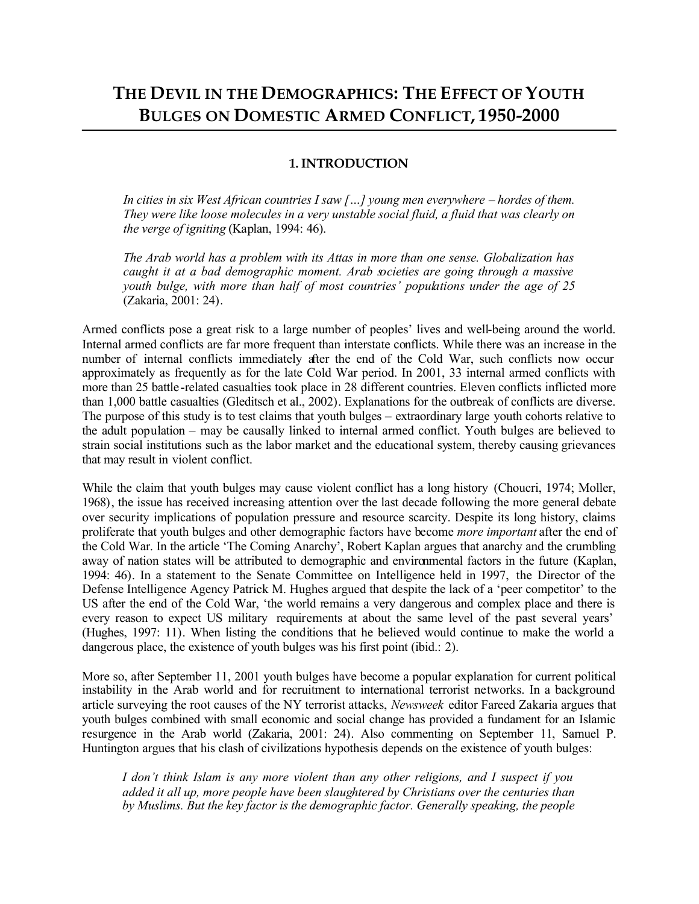# The Devil in the Demographics: The Effect of Youth Bulges on Domestic Armed Conflict, 1950-2000

## 1. Introduction

> *In cities in six West African countries I saw […] young men everywhere – hordes of them. They were like loose molecules in a very unstable social fluid, a fluid that was clearly on the verge of igniting* (Kaplan, 1994: 46).

> *The Arab world has a problem with its Attas in more than one sense. Globalization has caught it at a bad demographic moment. Arab societies are going through a massive youth bulge, with more than half of most countries' populations under the age of 25* (Zakaria, 2001: 24).

Armed conflicts pose a great risk to a large number of peoples' lives and well-being around the world. Internal armed conflicts are far more frequent than interstate conflicts. While there was an increase in the number of internal conflicts immediately after the end of the Cold War, such conflicts now occur approximately as frequently as for the late Cold War period. In 2001, 33 internal armed conflicts with more than 25 battle-related casualties took place in 28 different countries. Eleven conflicts inflicted more than 1,000 battle casualties (Gleditsch et al., 2002). Explanations for the outbreak of conflicts are diverse. The purpose of this study is to test claims that youth bulges – extraordinary large youth cohorts relative to the adult population – may be causally linked to internal armed conflict. Youth bulges are believed to strain social institutions such as the labor market and the educational system, thereby causing grievances that may result in violent conflict.

While the claim that youth bulges may cause violent conflict has a long history (Choucri, 1974; Moller, 1968), the issue has received increasing attention over the last decade following the more general debate over security implications of population pressure and resource scarcity. Despite its long history, claims proliferate that youth bulges and other demographic factors have become *more important* after the end of the Cold War. In the article 'The Coming Anarchy', Robert Kaplan argues that anarchy and the crumbling away of nation states will be attributed to demographic and environmental factors in the future (Kaplan, 1994: 46). In a statement to the Senate Committee on Intelligence held in 1997, the Director of the Defense Intelligence Agency Patrick M. Hughes argued that despite the lack of a 'peer competitor' to the US after the end of the Cold War, 'the world remains a very dangerous and complex place and there is every reason to expect US military requirements at about the same level of the past several years' (Hughes, 1997: 11). When listing the conditions that he believed would continue to make the world a dangerous place, the existence of youth bulges was his first point (ibid.: 2).

More so, after September 11, 2001 youth bulges have become a popular explanation for current political instability in the Arab world and for recruitment to international terrorist networks. In a background article surveying the root causes of the NY terrorist attacks, *Newsweek* editor Fareed Zakaria argues that youth bulges combined with small economic and social change has provided a fundament for an Islamic resurgence in the Arab world (Zakaria, 2001: 24). Also commenting on September 11, Samuel P. Huntington argues that his clash of civilizations hypothesis depends on the existence of youth bulges:

> *I don't think Islam is any more violent than any other religions, and I suspect if you added it all up, more people have been slaughtered by Christians over the centuries than by Muslims. But the key factor is the demographic factor. Generally speaking, the people*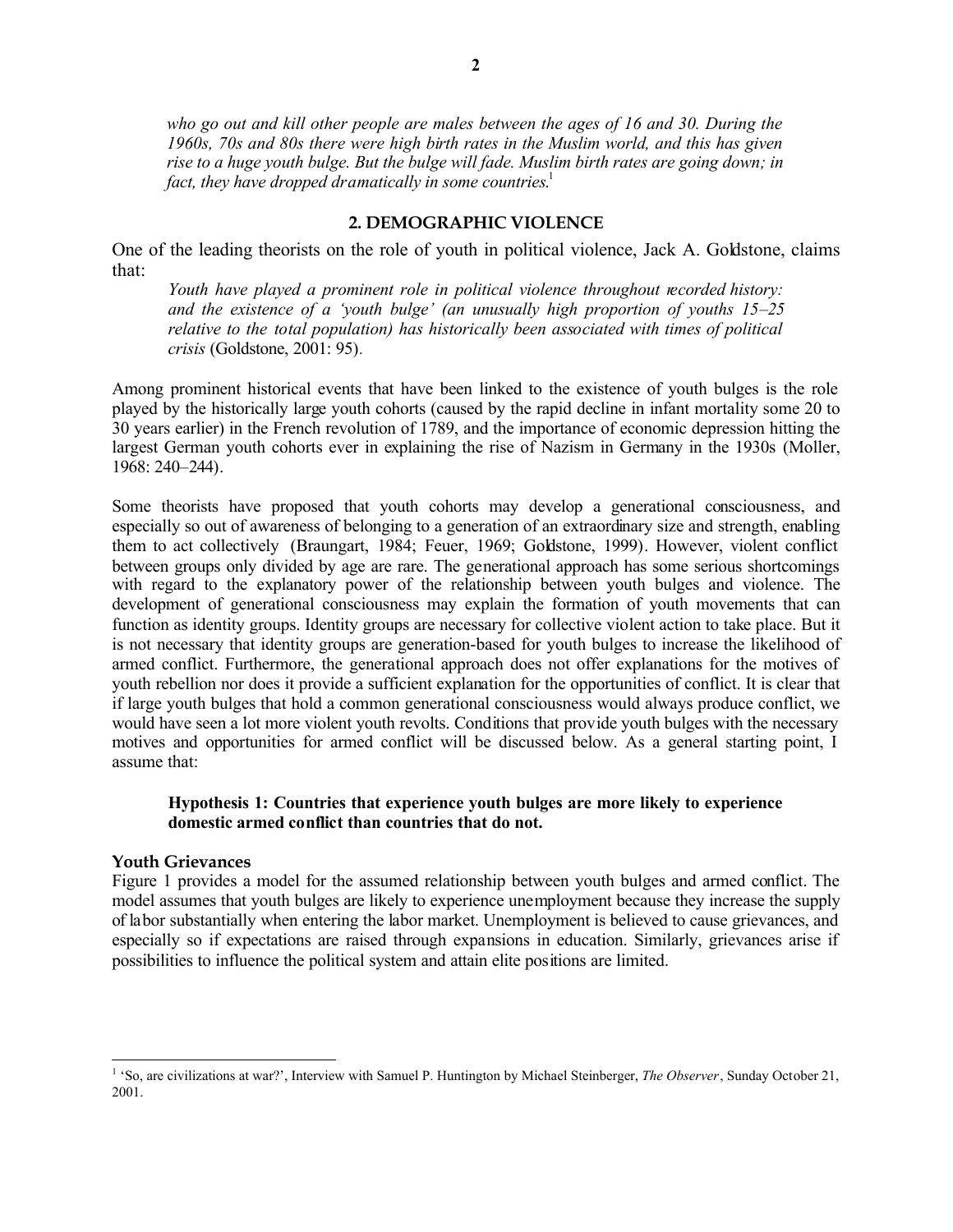*who go out and kill other people are males between the ages of 16 and 30. During the 1960s, 70s and 80s there were high birth rates in the Muslim world, and this has given rise to a huge youth bulge. But the bulge will fade. Muslim birth rates are going down; in fact, they have dropped dramatically in some countries.*[1]

## 2. DEMOGRAPHIC VIOLENCE

One of the leading theorists on the role of youth in political violence, Jack A. Goldstone, claims that:

> *Youth have played a prominent role in political violence throughout recorded history: and the existence of a 'youth bulge' (an unusually high proportion of youths 15–25 relative to the total population) has historically been associated with times of political crisis* (Goldstone, 2001: 95).

Among prominent historical events that have been linked to the existence of youth bulges is the role played by the historically large youth cohorts (caused by the rapid decline in infant mortality some 20 to 30 years earlier) in the French revolution of 1789, and the importance of economic depression hitting the largest German youth cohorts ever in explaining the rise of Nazism in Germany in the 1930s (Moller, 1968: 240–244).

Some theorists have proposed that youth cohorts may develop a generational consciousness, and especially so out of awareness of belonging to a generation of an extraordinary size and strength, enabling them to act collectively (Braungart, 1984; Feuer, 1969; Goldstone, 1999). However, violent conflict between groups only divided by age are rare. The generational approach has some serious shortcomings with regard to the explanatory power of the relationship between youth bulges and violence. The development of generational consciousness may explain the formation of youth movements that can function as identity groups. Identity groups are necessary for collective violent action to take place. But it is not necessary that identity groups are generation-based for youth bulges to increase the likelihood of armed conflict. Furthermore, the generational approach does not offer explanations for the motives of youth rebellion nor does it provide a sufficient explanation for the opportunities of conflict. It is clear that if large youth bulges that hold a common generational consciousness would always produce conflict, we would have seen a lot more violent youth revolts. Conditions that provide youth bulges with the necessary motives and opportunities for armed conflict will be discussed below. As a general starting point, I assume that:

> **Hypothesis 1: Countries that experience youth bulges are more likely to experience domestic armed conflict than countries that do not.**

### Youth Grievances

Figure 1 provides a model for the assumed relationship between youth bulges and armed conflict. The model assumes that youth bulges are likely to experience unemployment because they increase the supply of labor substantially when entering the labor market. Unemployment is believed to cause grievances, and especially so if expectations are raised through expansions in education. Similarly, grievances arise if possibilities to influence the political system and attain elite positions are limited.

---

[1] 'So, are civilizations at war?', Interview with Samuel P. Huntington by Michael Steinberger, *The Observer*, Sunday October 21, 2001.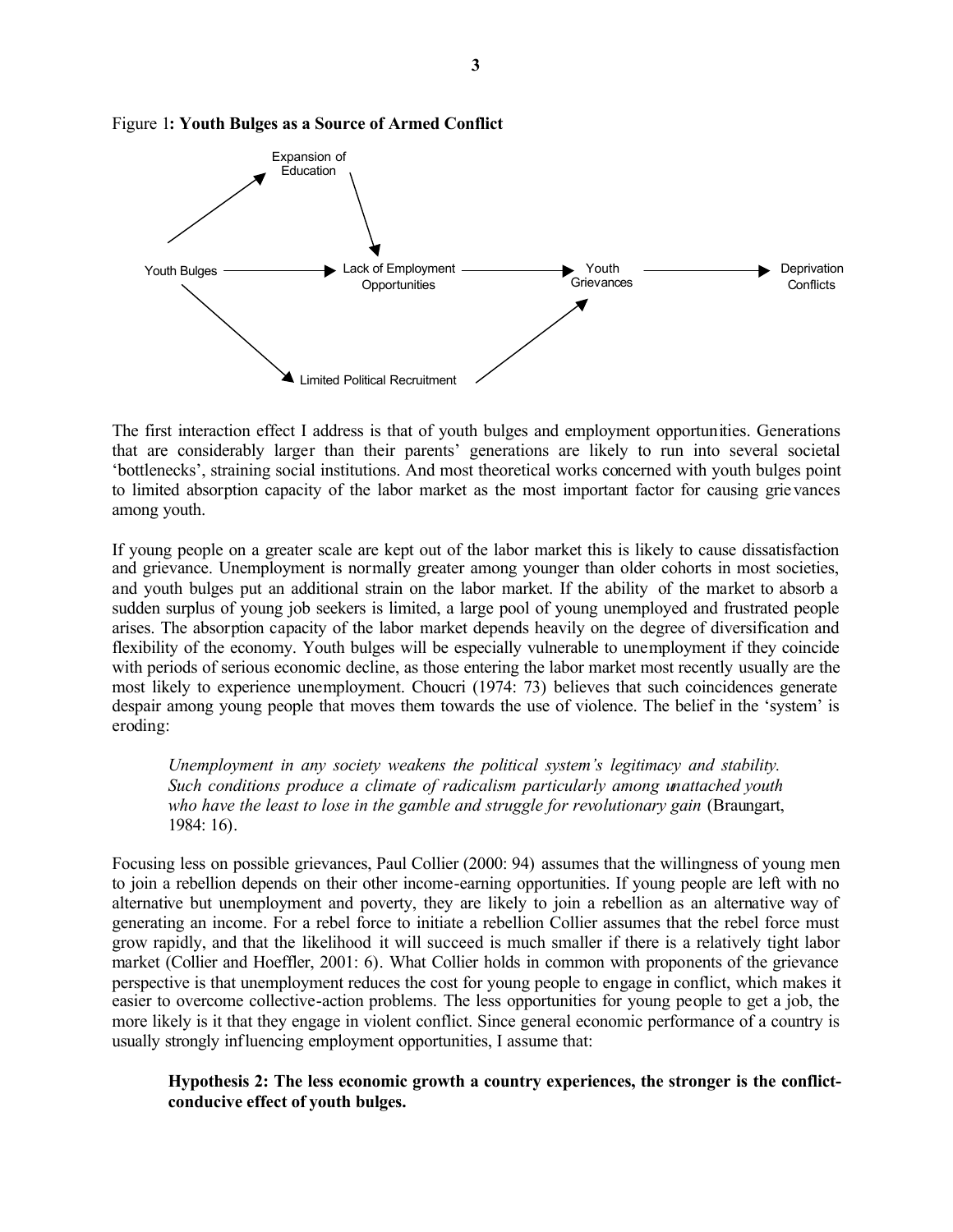Figure 1**: Youth Bulges as a Source of Armed Conflict**

The first interaction effect I address is that of youth bulges and employment opportunities. Generations that are considerably larger than their parents' generations are likely to run into several societal 'bottlenecks', straining social institutions. And most theoretical works concerned with youth bulges point to limited absorption capacity of the labor market as the most important factor for causing grievances among youth.

If young people on a greater scale are kept out of the labor market this is likely to cause dissatisfaction and grievance. Unemployment is normally greater among younger than older cohorts in most societies, and youth bulges put an additional strain on the labor market. If the ability of the market to absorb a sudden surplus of young job seekers is limited, a large pool of young unemployed and frustrated people arises. The absorption capacity of the labor market depends heavily on the degree of diversification and flexibility of the economy. Youth bulges will be especially vulnerable to unemployment if they coincide with periods of serious economic decline, as those entering the labor market most recently usually are the most likely to experience unemployment. Choucri (1974: 73) believes that such coincidences generate despair among young people that moves them towards the use of violence. The belief in the 'system' is eroding:

> *Unemployment in any society weakens the political system's legitimacy and stability. Such conditions produce a climate of radicalism particularly among unattached youth who have the least to lose in the gamble and struggle for revolutionary gain* (Braungart, 1984: 16).

Focusing less on possible grievances, Paul Collier (2000: 94) assumes that the willingness of young men to join a rebellion depends on their other income-earning opportunities. If young people are left with no alternative but unemployment and poverty, they are likely to join a rebellion as an alternative way of generating an income. For a rebel force to initiate a rebellion Collier assumes that the rebel force must grow rapidly, and that the likelihood it will succeed is much smaller if there is a relatively tight labor market (Collier and Hoeffler, 2001: 6). What Collier holds in common with proponents of the grievance perspective is that unemployment reduces the cost for young people to engage in conflict, which makes it easier to overcome collective-action problems. The less opportunities for young people to get a job, the more likely is it that they engage in violent conflict. Since general economic performance of a country is usually strongly influencing employment opportunities, I assume that:

> **Hypothesis 2: The less economic growth a country experiences, the stronger is the conflict-conducive effect of youth bulges.**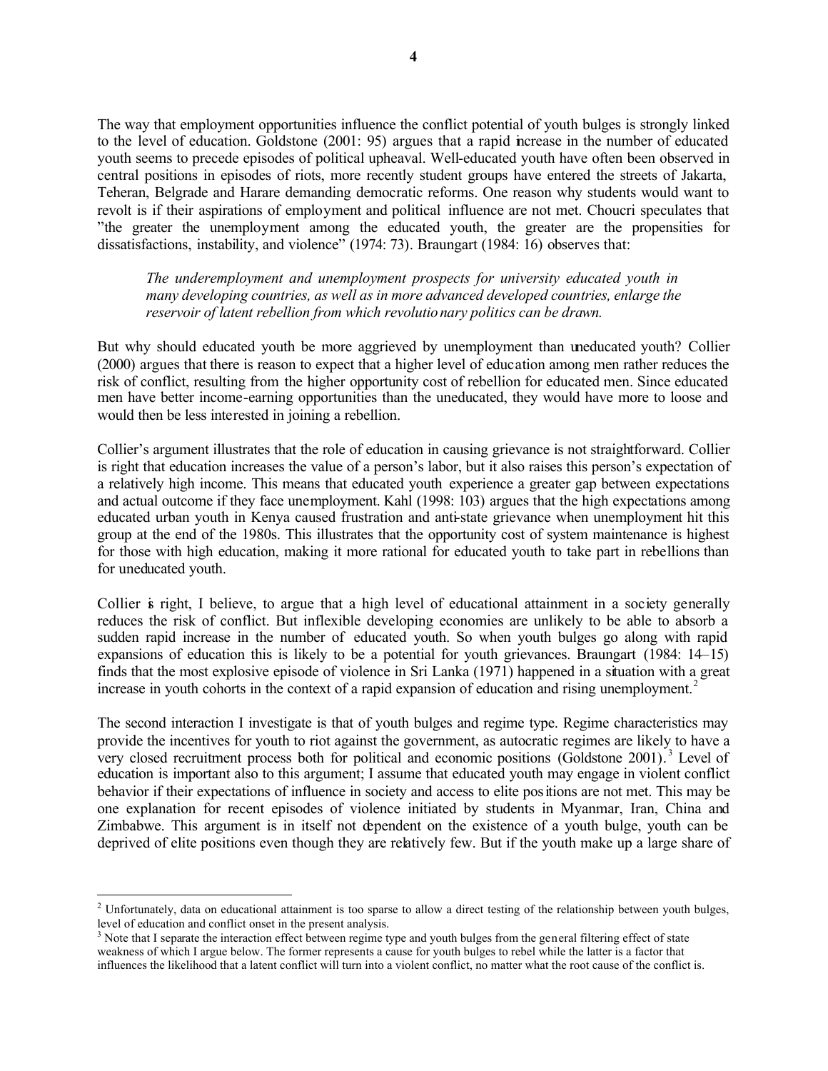The way that employment opportunities influence the conflict potential of youth bulges is strongly linked to the level of education. Goldstone (2001: 95) argues that a rapid increase in the number of educated youth seems to precede episodes of political upheaval. Well-educated youth have often been observed in central positions in episodes of riots, more recently student groups have entered the streets of Jakarta, Teheran, Belgrade and Harare demanding democratic reforms. One reason why students would want to revolt is if their aspirations of employment and political influence are not met. Choucri speculates that "the greater the unemployment among the educated youth, the greater are the propensities for dissatisfactions, instability, and violence" (1974: 73). Braungart (1984: 16) observes that:

> *The underemployment and unemployment prospects for university educated youth in many developing countries, as well as in more advanced developed countries, enlarge the reservoir of latent rebellion from which revolutionary politics can be drawn.*

But why should educated youth be more aggrieved by unemployment than uneducated youth? Collier (2000) argues that there is reason to expect that a higher level of education among men rather reduces the risk of conflict, resulting from the higher opportunity cost of rebellion for educated men. Since educated men have better income-earning opportunities than the uneducated, they would have more to loose and would then be less interested in joining a rebellion.

Collier's argument illustrates that the role of education in causing grievance is not straightforward. Collier is right that education increases the value of a person's labor, but it also raises this person's expectation of a relatively high income. This means that educated youth experience a greater gap between expectations and actual outcome if they face unemployment. Kahl (1998: 103) argues that the high expectations among educated urban youth in Kenya caused frustration and anti-state grievance when unemployment hit this group at the end of the 1980s. This illustrates that the opportunity cost of system maintenance is highest for those with high education, making it more rational for educated youth to take part in rebellions than for uneducated youth.

Collier is right, I believe, to argue that a high level of educational attainment in a society generally reduces the risk of conflict. But inflexible developing economies are unlikely to be able to absorb a sudden rapid increase in the number of educated youth. So when youth bulges go along with rapid expansions of education this is likely to be a potential for youth grievances. Braungart (1984: 14–15) finds that the most explosive episode of violence in Sri Lanka (1971) happened in a situation with a great increase in youth cohorts in the context of a rapid expansion of education and rising unemployment.[2]

The second interaction I investigate is that of youth bulges and regime type. Regime characteristics may provide the incentives for youth to riot against the government, as autocratic regimes are likely to have a very closed recruitment process both for political and economic positions (Goldstone 2001).[3] Level of education is important also to this argument; I assume that educated youth may engage in violent conflict behavior if their expectations of influence in society and access to elite positions are not met. This may be one explanation for recent episodes of violence initiated by students in Myanmar, Iran, China and Zimbabwe. This argument is in itself not dependent on the existence of a youth bulge, youth can be deprived of elite positions even though they are relatively few. But if the youth make up a large share of

---

[2] Unfortunately, data on educational attainment is too sparse to allow a direct testing of the relationship between youth bulges, level of education and conflict onset in the present analysis.

[3] Note that I separate the interaction effect between regime type and youth bulges from the general filtering effect of state weakness of which I argue below. The former represents a cause for youth bulges to rebel while the latter is a factor that influences the likelihood that a latent conflict will turn into a violent conflict, no matter what the root cause of the conflict is.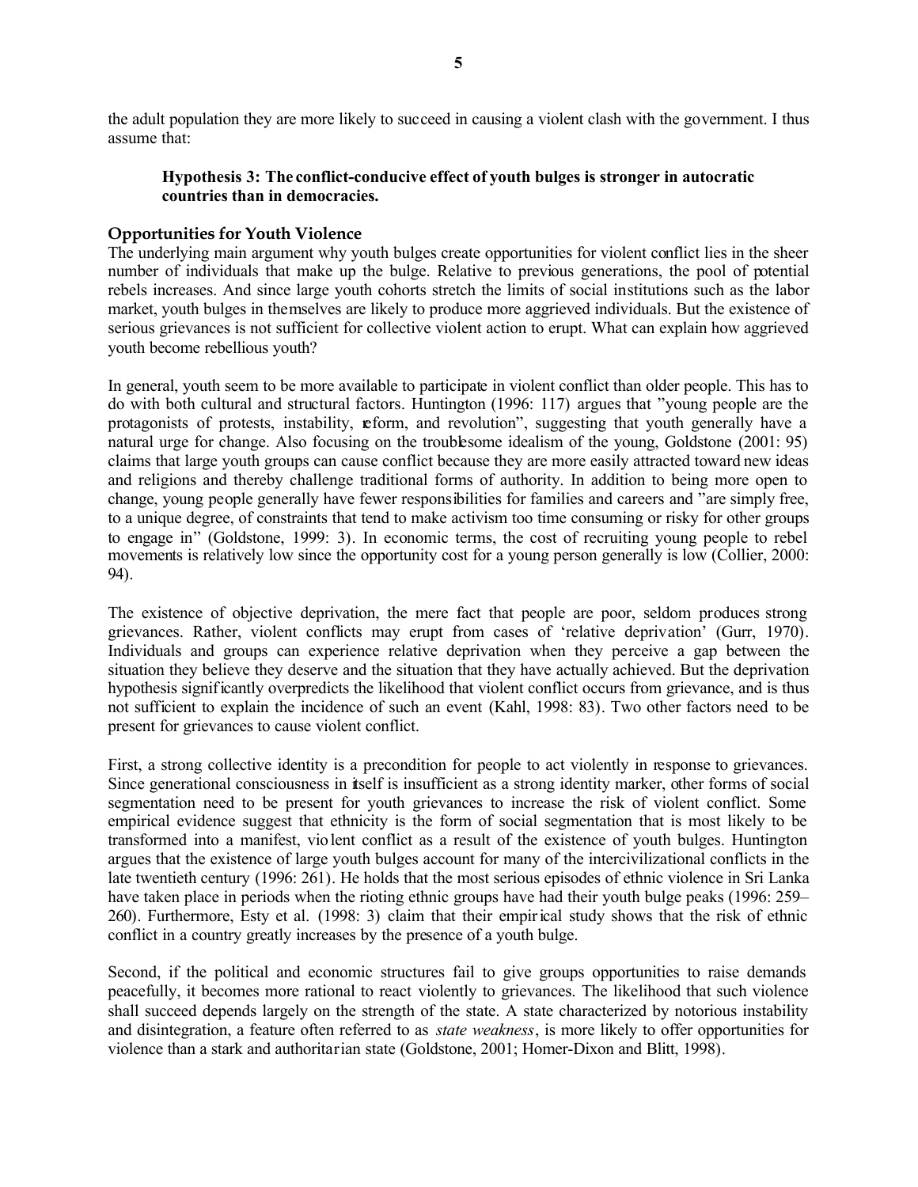the adult population they are more likely to succeed in causing a violent clash with the government. I thus assume that:

> **Hypothesis 3: The conflict-conducive effect of youth bulges is stronger in autocratic countries than in democracies.**

## Opportunities for Youth Violence

The underlying main argument why youth bulges create opportunities for violent conflict lies in the sheer number of individuals that make up the bulge. Relative to previous generations, the pool of potential rebels increases. And since large youth cohorts stretch the limits of social institutions such as the labor market, youth bulges in themselves are likely to produce more aggrieved individuals. But the existence of serious grievances is not sufficient for collective violent action to erupt. What can explain how aggrieved youth become rebellious youth?

In general, youth seem to be more available to participate in violent conflict than older people. This has to do with both cultural and structural factors. Huntington (1996: 117) argues that "young people are the protagonists of protests, instability, reform, and revolution", suggesting that youth generally have a natural urge for change. Also focusing on the troublesome idealism of the young, Goldstone (2001: 95) claims that large youth groups can cause conflict because they are more easily attracted toward new ideas and religions and thereby challenge traditional forms of authority. In addition to being more open to change, young people generally have fewer responsibilities for families and careers and "are simply free, to a unique degree, of constraints that tend to make activism too time consuming or risky for other groups to engage in" (Goldstone, 1999: 3). In economic terms, the cost of recruiting young people to rebel movements is relatively low since the opportunity cost for a young person generally is low (Collier, 2000: 94).

The existence of objective deprivation, the mere fact that people are poor, seldom produces strong grievances. Rather, violent conflicts may erupt from cases of 'relative deprivation' (Gurr, 1970). Individuals and groups can experience relative deprivation when they perceive a gap between the situation they believe they deserve and the situation that they have actually achieved. But the deprivation hypothesis significantly overpredicts the likelihood that violent conflict occurs from grievance, and is thus not sufficient to explain the incidence of such an event (Kahl, 1998: 83). Two other factors need to be present for grievances to cause violent conflict.

First, a strong collective identity is a precondition for people to act violently in response to grievances. Since generational consciousness in itself is insufficient as a strong identity marker, other forms of social segmentation need to be present for youth grievances to increase the risk of violent conflict. Some empirical evidence suggest that ethnicity is the form of social segmentation that is most likely to be transformed into a manifest, violent conflict as a result of the existence of youth bulges. Huntington argues that the existence of large youth bulges account for many of the intercivilizational conflicts in the late twentieth century (1996: 261). He holds that the most serious episodes of ethnic violence in Sri Lanka have taken place in periods when the rioting ethnic groups have had their youth bulge peaks (1996: 259–260). Furthermore, Esty et al. (1998: 3) claim that their empirical study shows that the risk of ethnic conflict in a country greatly increases by the presence of a youth bulge.

Second, if the political and economic structures fail to give groups opportunities to raise demands peacefully, it becomes more rational to react violently to grievances. The likelihood that such violence shall succeed depends largely on the strength of the state. A state characterized by notorious instability and disintegration, a feature often referred to as *state weakness*, is more likely to offer opportunities for violence than a stark and authoritarian state (Goldstone, 2001; Homer-Dixon and Blitt, 1998).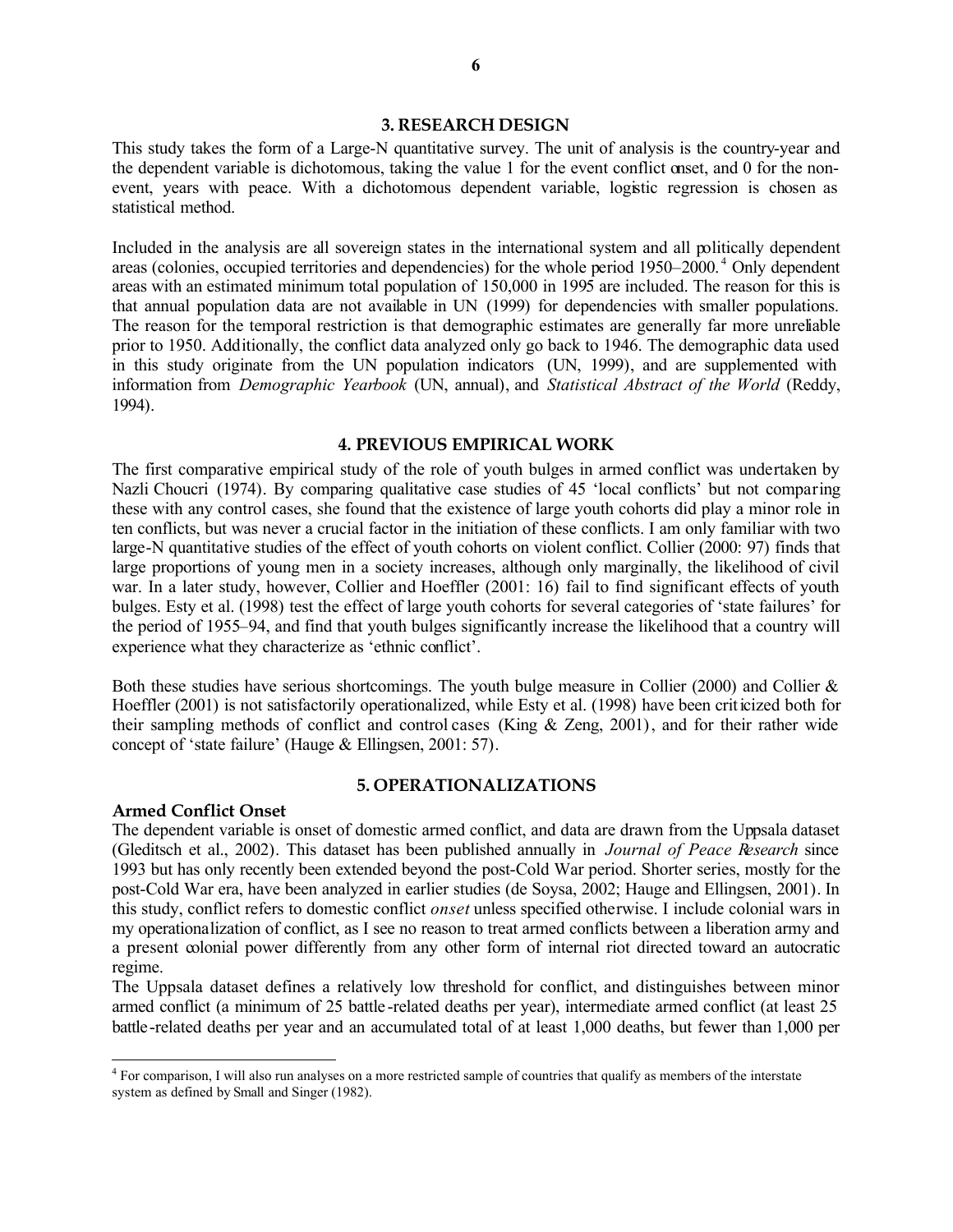## 3. RESEARCH DESIGN

This study takes the form of a Large-N quantitative survey. The unit of analysis is the country-year and the dependent variable is dichotomous, taking the value 1 for the event conflict onset, and 0 for the non-event, years with peace. With a dichotomous dependent variable, logistic regression is chosen as statistical method.

Included in the analysis are all sovereign states in the international system and all politically dependent areas (colonies, occupied territories and dependencies) for the whole period 1950–2000.[4] Only dependent areas with an estimated minimum total population of 150,000 in 1995 are included. The reason for this is that annual population data are not available in UN (1999) for dependencies with smaller populations. The reason for the temporal restriction is that demographic estimates are generally far more unreliable prior to 1950. Additionally, the conflict data analyzed only go back to 1946. The demographic data used in this study originate from the UN population indicators (UN, 1999), and are supplemented with information from *Demographic Yearbook* (UN, annual), and *Statistical Abstract of the World* (Reddy, 1994).

## 4. PREVIOUS EMPIRICAL WORK

The first comparative empirical study of the role of youth bulges in armed conflict was undertaken by Nazli Choucri (1974). By comparing qualitative case studies of 45 'local conflicts' but not comparing these with any control cases, she found that the existence of large youth cohorts did play a minor role in ten conflicts, but was never a crucial factor in the initiation of these conflicts. I am only familiar with two large-N quantitative studies of the effect of youth cohorts on violent conflict. Collier (2000: 97) finds that large proportions of young men in a society increases, although only marginally, the likelihood of civil war. In a later study, however, Collier and Hoeffler (2001: 16) fail to find significant effects of youth bulges. Esty et al. (1998) test the effect of large youth cohorts for several categories of 'state failures' for the period of 1955–94, and find that youth bulges significantly increase the likelihood that a country will experience what they characterize as 'ethnic conflict'.

Both these studies have serious shortcomings. The youth bulge measure in Collier (2000) and Collier & Hoeffler (2001) is not satisfactorily operationalized, while Esty et al. (1998) have been criticized both for their sampling methods of conflict and control cases (King & Zeng, 2001), and for their rather wide concept of 'state failure' (Hauge & Ellingsen, 2001: 57).

## 5. OPERATIONALIZATIONS

### Armed Conflict Onset

The dependent variable is onset of domestic armed conflict, and data are drawn from the Uppsala dataset (Gleditsch et al., 2002). This dataset has been published annually in *Journal of Peace Research* since 1993 but has only recently been extended beyond the post-Cold War period. Shorter series, mostly for the post-Cold War era, have been analyzed in earlier studies (de Soysa, 2002; Hauge and Ellingsen, 2001). In this study, conflict refers to domestic conflict *onset* unless specified otherwise. I include colonial wars in my operationalization of conflict, as I see no reason to treat armed conflicts between a liberation army and a present colonial power differently from any other form of internal riot directed toward an autocratic regime.

The Uppsala dataset defines a relatively low threshold for conflict, and distinguishes between minor armed conflict (a minimum of 25 battle-related deaths per year), intermediate armed conflict (at least 25 battle-related deaths per year and an accumulated total of at least 1,000 deaths, but fewer than 1,000 per

---

[4] For comparison, I will also run analyses on a more restricted sample of countries that qualify as members of the interstate system as defined by Small and Singer (1982).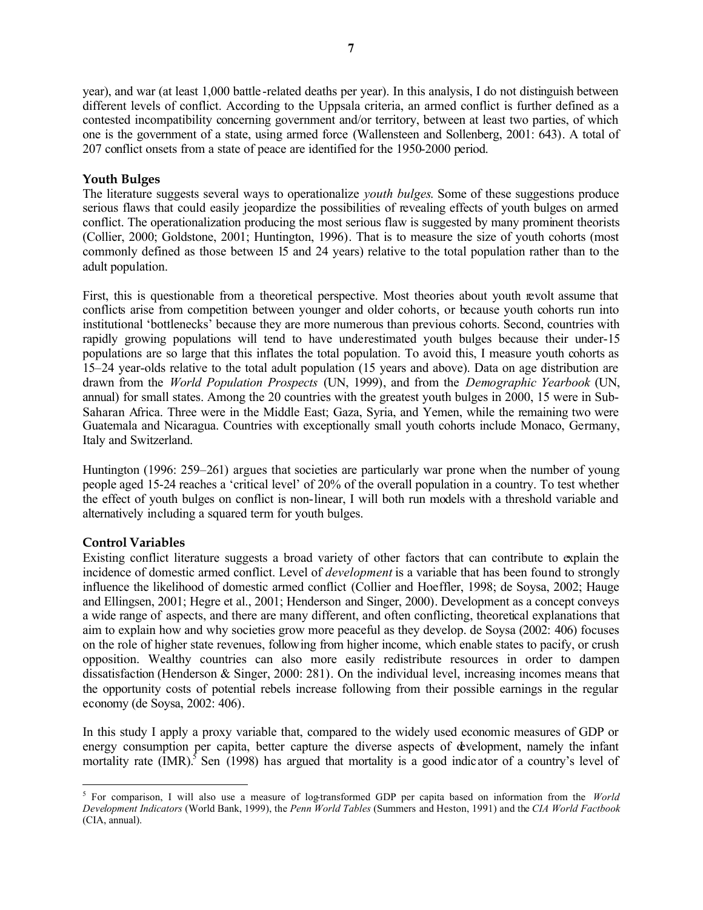year), and war (at least 1,000 battle-related deaths per year). In this analysis, I do not distinguish between different levels of conflict. According to the Uppsala criteria, an armed conflict is further defined as a contested incompatibility concerning government and/or territory, between at least two parties, of which one is the government of a state, using armed force (Wallensteen and Sollenberg, 2001: 643). A total of 207 conflict onsets from a state of peace are identified for the 1950-2000 period.

### Youth Bulges

The literature suggests several ways to operationalize *youth bulges*. Some of these suggestions produce serious flaws that could easily jeopardize the possibilities of revealing effects of youth bulges on armed conflict. The operationalization producing the most serious flaw is suggested by many prominent theorists (Collier, 2000; Goldstone, 2001; Huntington, 1996). That is to measure the size of youth cohorts (most commonly defined as those between 15 and 24 years) relative to the total population rather than to the adult population.

First, this is questionable from a theoretical perspective. Most theories about youth revolt assume that conflicts arise from competition between younger and older cohorts, or because youth cohorts run into institutional 'bottlenecks' because they are more numerous than previous cohorts. Second, countries with rapidly growing populations will tend to have underestimated youth bulges because their under-15 populations are so large that this inflates the total population. To avoid this, I measure youth cohorts as 15–24 year-olds relative to the total adult population (15 years and above). Data on age distribution are drawn from the *World Population Prospects* (UN, 1999), and from the *Demographic Yearbook* (UN, annual) for small states. Among the 20 countries with the greatest youth bulges in 2000, 15 were in Sub-Saharan Africa. Three were in the Middle East; Gaza, Syria, and Yemen, while the remaining two were Guatemala and Nicaragua. Countries with exceptionally small youth cohorts include Monaco, Germany, Italy and Switzerland.

Huntington (1996: 259–261) argues that societies are particularly war prone when the number of young people aged 15-24 reaches a 'critical level' of 20% of the overall population in a country. To test whether the effect of youth bulges on conflict is non-linear, I will both run models with a threshold variable and alternatively including a squared term for youth bulges.

### Control Variables

Existing conflict literature suggests a broad variety of other factors that can contribute to explain the incidence of domestic armed conflict. Level of *development* is a variable that has been found to strongly influence the likelihood of domestic armed conflict (Collier and Hoeffler, 1998; de Soysa, 2002; Hauge and Ellingsen, 2001; Hegre et al., 2001; Henderson and Singer, 2000). Development as a concept conveys a wide range of aspects, and there are many different, and often conflicting, theoretical explanations that aim to explain how and why societies grow more peaceful as they develop. de Soysa (2002: 406) focuses on the role of higher state revenues, following from higher income, which enable states to pacify, or crush opposition. Wealthy countries can also more easily redistribute resources in order to dampen dissatisfaction (Henderson & Singer, 2000: 281). On the individual level, increasing incomes means that the opportunity costs of potential rebels increase following from their possible earnings in the regular economy (de Soysa, 2002: 406).

In this study I apply a proxy variable that, compared to the widely used economic measures of GDP or energy consumption per capita, better capture the diverse aspects of development, namely the infant mortality rate (IMR).[5] Sen (1998) has argued that mortality is a good indicator of a country's level of

---

[5] For comparison, I will also use a measure of log-transformed GDP per capita based on information from the *World Development Indicators* (World Bank, 1999), the *Penn World Tables* (Summers and Heston, 1991) and the *CIA World Factbook* (CIA, annual).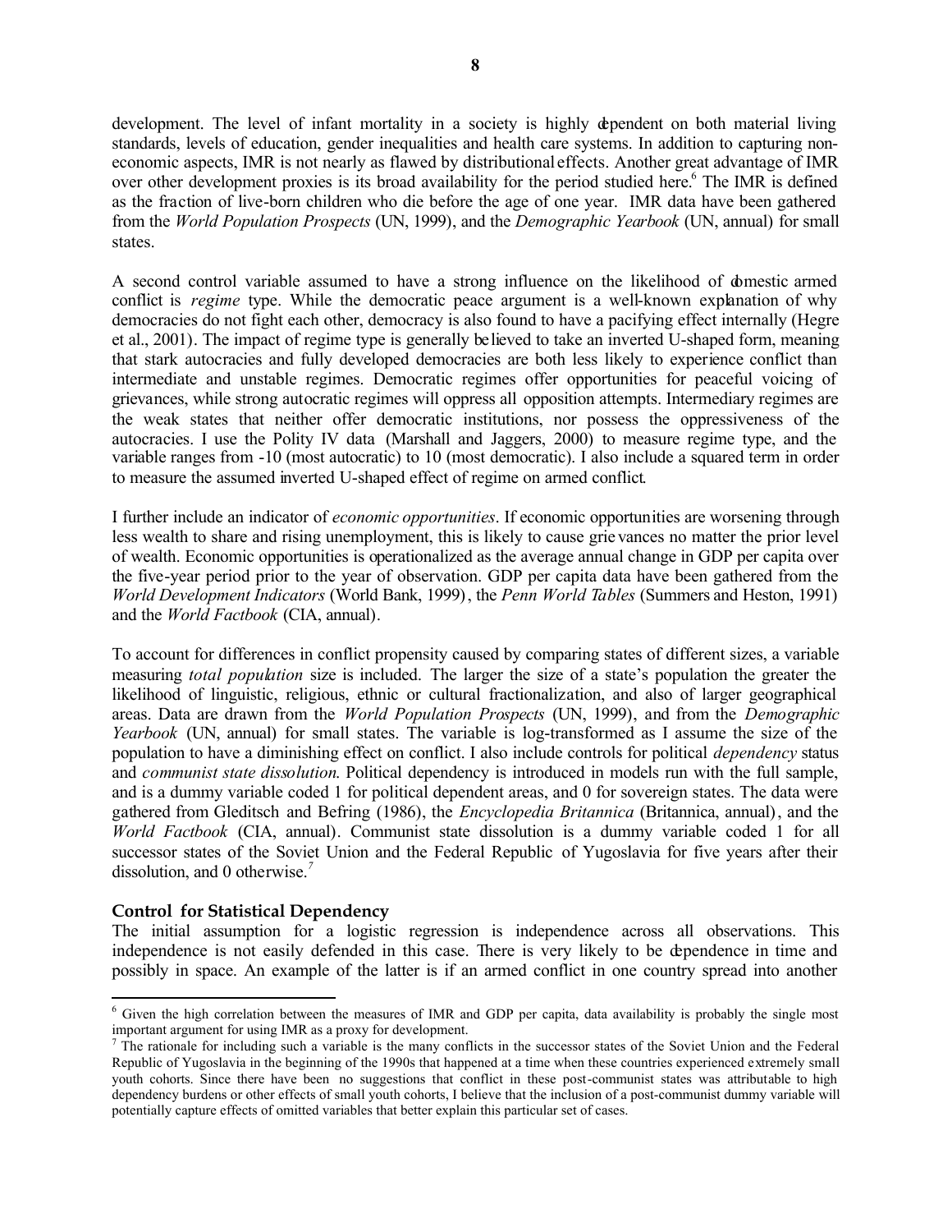development. The level of infant mortality in a society is highly dependent on both material living standards, levels of education, gender inequalities and health care systems. In addition to capturing non-economic aspects, IMR is not nearly as flawed by distributional effects. Another great advantage of IMR over other development proxies is its broad availability for the period studied here.[6] The IMR is defined as the fraction of live-born children who die before the age of one year. IMR data have been gathered from the *World Population Prospects* (UN, 1999), and the *Demographic Yearbook* (UN, annual) for small states.

A second control variable assumed to have a strong influence on the likelihood of domestic armed conflict is *regime* type. While the democratic peace argument is a well-known explanation of why democracies do not fight each other, democracy is also found to have a pacifying effect internally (Hegre et al., 2001). The impact of regime type is generally believed to take an inverted U-shaped form, meaning that stark autocracies and fully developed democracies are both less likely to experience conflict than intermediate and unstable regimes. Democratic regimes offer opportunities for peaceful voicing of grievances, while strong autocratic regimes will oppress all opposition attempts. Intermediary regimes are the weak states that neither offer democratic institutions, nor possess the oppressiveness of the autocracies. I use the Polity IV data (Marshall and Jaggers, 2000) to measure regime type, and the variable ranges from -10 (most autocratic) to 10 (most democratic). I also include a squared term in order to measure the assumed inverted U-shaped effect of regime on armed conflict.

I further include an indicator of *economic opportunities*. If economic opportunities are worsening through less wealth to share and rising unemployment, this is likely to cause grievances no matter the prior level of wealth. Economic opportunities is operationalized as the average annual change in GDP per capita over the five-year period prior to the year of observation. GDP per capita data have been gathered from the *World Development Indicators* (World Bank, 1999), the *Penn World Tables* (Summers and Heston, 1991) and the *World Factbook* (CIA, annual).

To account for differences in conflict propensity caused by comparing states of different sizes, a variable measuring *total population* size is included. The larger the size of a state's population the greater the likelihood of linguistic, religious, ethnic or cultural fractionalization, and also of larger geographical areas. Data are drawn from the *World Population Prospects* (UN, 1999), and from the *Demographic Yearbook* (UN, annual) for small states. The variable is log-transformed as I assume the size of the population to have a diminishing effect on conflict. I also include controls for political *dependency* status and *communist state dissolution*. Political dependency is introduced in models run with the full sample, and is a dummy variable coded 1 for political dependent areas, and 0 for sovereign states. The data were gathered from Gleditsch and Befring (1986), the *Encyclopedia Britannica* (Britannica, annual), and the *World Factbook* (CIA, annual). Communist state dissolution is a dummy variable coded 1 for all successor states of the Soviet Union and the Federal Republic of Yugoslavia for five years after their dissolution, and 0 otherwise.[7]

### Control for Statistical Dependency

The initial assumption for a logistic regression is independence across all observations. This independence is not easily defended in this case. There is very likely to be dependence in time and possibly in space. An example of the latter is if an armed conflict in one country spread into another

[6] Given the high correlation between the measures of IMR and GDP per capita, data availability is probably the single most important argument for using IMR as a proxy for development.

[7] The rationale for including such a variable is the many conflicts in the successor states of the Soviet Union and the Federal Republic of Yugoslavia in the beginning of the 1990s that happened at a time when these countries experienced extremely small youth cohorts. Since there have been no suggestions that conflict in these post-communist states was attributable to high dependency burdens or other effects of small youth cohorts, I believe that the inclusion of a post-communist dummy variable will potentially capture effects of omitted variables that better explain this particular set of cases.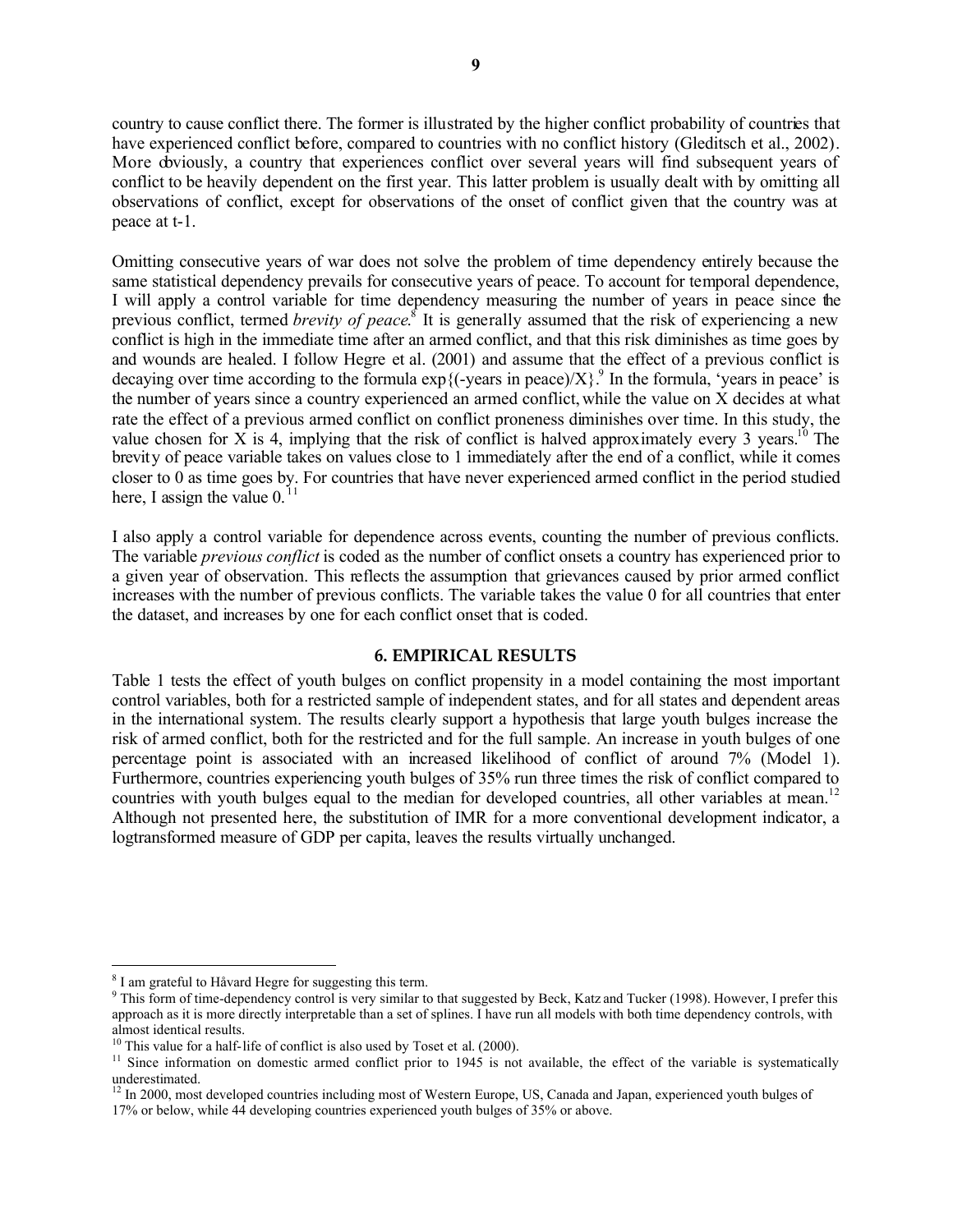country to cause conflict there. The former is illustrated by the higher conflict probability of countries that have experienced conflict before, compared to countries with no conflict history (Gleditsch et al., 2002). More obviously, a country that experiences conflict over several years will find subsequent years of conflict to be heavily dependent on the first year. This latter problem is usually dealt with by omitting all observations of conflict, except for observations of the onset of conflict given that the country was at peace at t-1.

Omitting consecutive years of war does not solve the problem of time dependency entirely because the same statistical dependency prevails for consecutive years of peace. To account for temporal dependence, I will apply a control variable for time dependency measuring the number of years in peace since the previous conflict, termed *brevity of peace*.[8] It is generally assumed that the risk of experiencing a new conflict is high in the immediate time after an armed conflict, and that this risk diminishes as time goes by and wounds are healed. I follow Hegre et al. (2001) and assume that the effect of a previous conflict is decaying over time according to the formula $\exp\{(-\text{years in peace})/X\}$.[9] In the formula, 'years in peace' is the number of years since a country experienced an armed conflict, while the value on X decides at what rate the effect of a previous armed conflict on conflict proneness diminishes over time. In this study, the value chosen for X is 4, implying that the risk of conflict is halved approximately every 3 years.[10] The brevity of peace variable takes on values close to 1 immediately after the end of a conflict, while it comes closer to 0 as time goes by. For countries that have never experienced armed conflict in the period studied here, I assign the value 0.[11]

I also apply a control variable for dependence across events, counting the number of previous conflicts. The variable *previous conflict* is coded as the number of conflict onsets a country has experienced prior to a given year of observation. This reflects the assumption that grievances caused by prior armed conflict increases with the number of previous conflicts. The variable takes the value 0 for all countries that enter the dataset, and increases by one for each conflict onset that is coded.

## 6. EMPIRICAL RESULTS

Table 1 tests the effect of youth bulges on conflict propensity in a model containing the most important control variables, both for a restricted sample of independent states, and for all states and dependent areas in the international system. The results clearly support a hypothesis that large youth bulges increase the risk of armed conflict, both for the restricted and for the full sample. An increase in youth bulges of one percentage point is associated with an increased likelihood of conflict of around 7% (Model 1). Furthermore, countries experiencing youth bulges of 35% run three times the risk of conflict compared to countries with youth bulges equal to the median for developed countries, all other variables at mean.[12] Although not presented here, the substitution of IMR for a more conventional development indicator, a logtransformed measure of GDP per capita, leaves the results virtually unchanged.

---

[8] I am grateful to Håvard Hegre for suggesting this term.

[9] This form of time-dependency control is very similar to that suggested by Beck, Katz and Tucker (1998). However, I prefer this approach as it is more directly interpretable than a set of splines. I have run all models with both time dependency controls, with almost identical results.

[10] This value for a half-life of conflict is also used by Toset et al. (2000).

[11] Since information on domestic armed conflict prior to 1945 is not available, the effect of the variable is systematically underestimated.

[12] In 2000, most developed countries including most of Western Europe, US, Canada and Japan, experienced youth bulges of 17% or below, while 44 developing countries experienced youth bulges of 35% or above.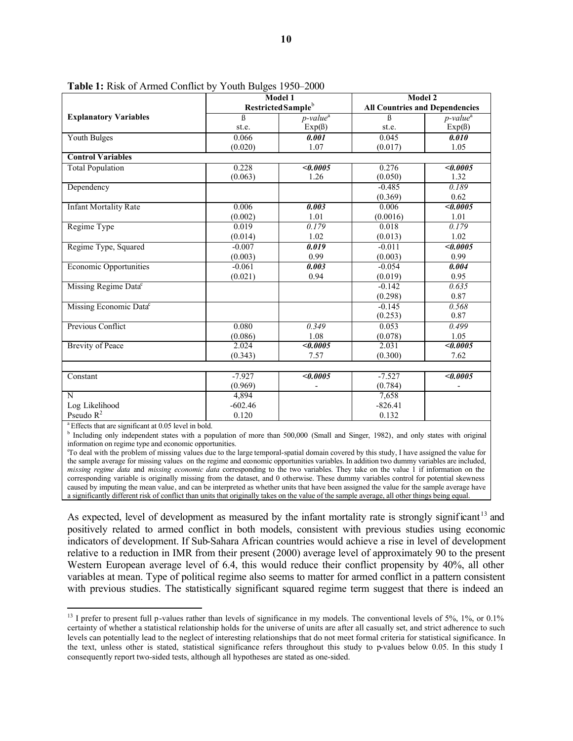**Table 1:** Risk of Armed Conflict by Youth Bulges 1950–2000

| Explanatory Variables | Model 1 Restricted Sample[b] | | Model 2 All Countries and Dependencies | |
|---|---|---|---|---|
| | ß st.e. | *p-value*[a] Exp(ß) | ß st.e. | *p-value*[a] Exp(ß) |
| Youth Bulges | 0.066 (0.020) | ***0.001*** 1.07 | 0.045 (0.017) | ***0.010*** 1.05 |
| **Control Variables** | | | | |
| Total Population | 0.228 (0.063) | ***<0.0005*** 1.26 | 0.276 (0.050) | ***<0.0005*** 1.32 |
| Dependency | | | -0.485 (0.369) | *0.189* 0.62 |
| Infant Mortality Rate | 0.006 (0.002) | ***0.003*** 1.01 | 0.006 (0.0016) | ***<0.0005*** 1.01 |
| Regime Type | 0.019 (0.014) | *0.179* 1.02 | 0.018 (0.013) | *0.179* 1.02 |
| Regime Type, Squared | -0.007 (0.003) | ***0.019*** 0.99 | -0.011 (0.003) | ***<0.0005*** 0.99 |
| Economic Opportunities | -0.061 (0.021) | ***0.003*** 0.94 | -0.054 (0.019) | ***0.004*** 0.95 |
| Missing Regime Data[c] | | | -0.142 (0.298) | *0.635* 0.87 |
| Missing Economic Data[c] | | | -0.145 (0.253) | *0.568* 0.87 |
| Previous Conflict | 0.080 (0.086) | *0.349* 1.08 | 0.053 (0.078) | *0.499* 1.05 |
| Brevity of Peace | 2.024 (0.343) | ***<0.0005*** 7.57 | 2.031 (0.300) | ***<0.0005*** 7.62 |
| | | | | |
| Constant | -7.927 (0.969) | ***<0.0005*** - | -7.527 (0.784) | ***<0.0005*** - |
| N | 4,894 | | 7,658 | |
| Log Likelihood | -602.46 | | -826.41 | |
| Pseudo $R^2$ | 0.120 | | 0.132 | |

[a] Effects that are significant at 0.05 level in bold.

[b] Including only independent states with a population of more than 500,000 (Small and Singer, 1982), and only states with original information on regime type and economic opportunities.

[c]To deal with the problem of missing values due to the large temporal-spatial domain covered by this study, I have assigned the value for the sample average for missing values on the regime and economic opportunities variables. In addition two dummy variables are included, *missing regime data* and *missing economic data* corresponding to the two variables. They take on the value 1 if information on the corresponding variable is originally missing from the dataset, and 0 otherwise. These dummy variables control for potential skewness caused by imputing the mean value, and can be interpreted as whether units that have been assigned the value for the sample average have a significantly different risk of conflict than units that originally takes on the value of the sample average, all other things being equal.

As expected, level of development as measured by the infant mortality rate is strongly significant[13] and positively related to armed conflict in both models, consistent with previous studies using economic indicators of development. If Sub-Sahara African countries would achieve a rise in level of development relative to a reduction in IMR from their present (2000) average level of approximately 90 to the present Western European average level of 6.4, this would reduce their conflict propensity by 40%, all other variables at mean. Type of political regime also seems to matter for armed conflict in a pattern consistent with previous studies. The statistically significant squared regime term suggest that there is indeed an

[13] I prefer to present full p-values rather than levels of significance in my models. The conventional levels of 5%, 1%, or 0.1% certainty of whether a statistical relationship holds for the universe of units are after all casually set, and strict adherence to such levels can potentially lead to the neglect of interesting relationships that do not meet formal criteria for statistical significance. In the text, unless other is stated, statistical significance refers throughout this study to p-values below 0.05. In this study I consequently report two-sided tests, although all hypotheses are stated as one-sided.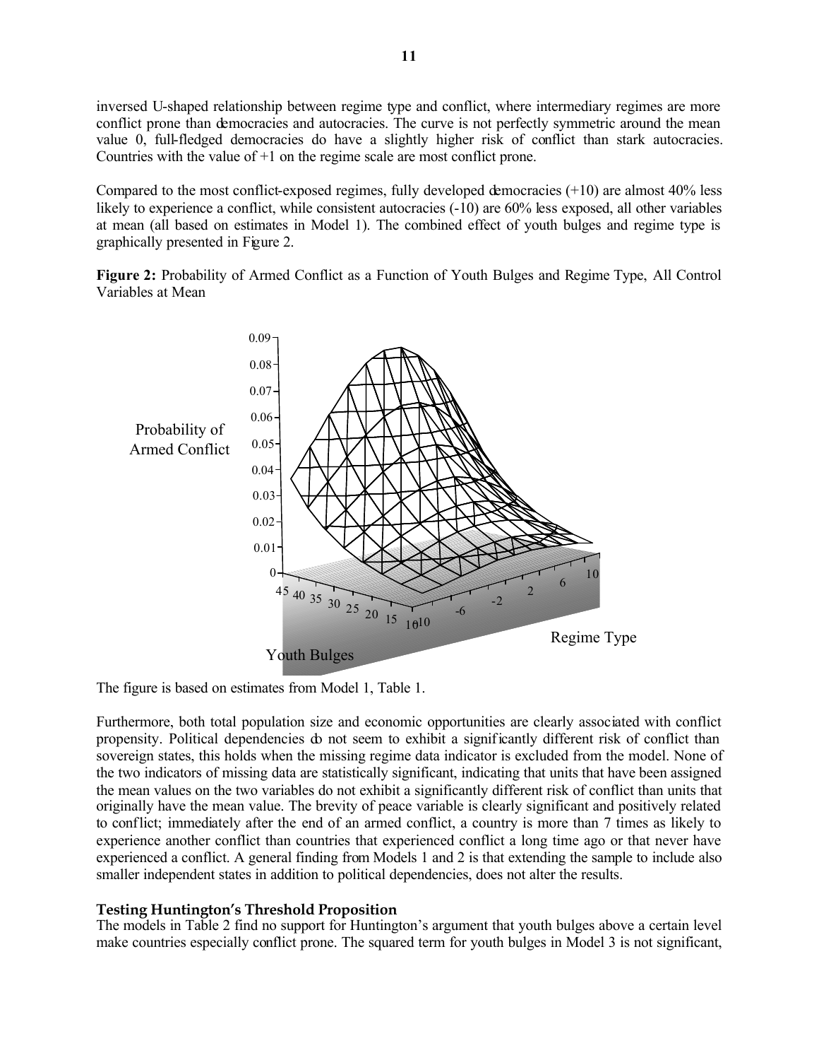inversed U-shaped relationship between regime type and conflict, where intermediary regimes are more conflict prone than democracies and autocracies. The curve is not perfectly symmetric around the mean value 0, full-fledged democracies do have a slightly higher risk of conflict than stark autocracies. Countries with the value of +1 on the regime scale are most conflict prone.

Compared to the most conflict-exposed regimes, fully developed democracies (+10) are almost 40% less likely to experience a conflict, while consistent autocracies (-10) are 60% less exposed, all other variables at mean (all based on estimates in Model 1). The combined effect of youth bulges and regime type is graphically presented in Figure 2.

**Figure 2:** Probability of Armed Conflict as a Function of Youth Bulges and Regime Type, All Control Variables at Mean

The figure is based on estimates from Model 1, Table 1.

Furthermore, both total population size and economic opportunities are clearly associated with conflict propensity. Political dependencies do not seem to exhibit a significantly different risk of conflict than sovereign states, this holds when the missing regime data indicator is excluded from the model. None of the two indicators of missing data are statistically significant, indicating that units that have been assigned the mean values on the two variables do not exhibit a significantly different risk of conflict than units that originally have the mean value. The brevity of peace variable is clearly significant and positively related to conflict; immediately after the end of an armed conflict, a country is more than 7 times as likely to experience another conflict than countries that experienced conflict a long time ago or that never have experienced a conflict. A general finding from Models 1 and 2 is that extending the sample to include also smaller independent states in addition to political dependencies, does not alter the results.

### Testing Huntington's Threshold Proposition

The models in Table 2 find no support for Huntington's argument that youth bulges above a certain level make countries especially conflict prone. The squared term for youth bulges in Model 3 is not significant,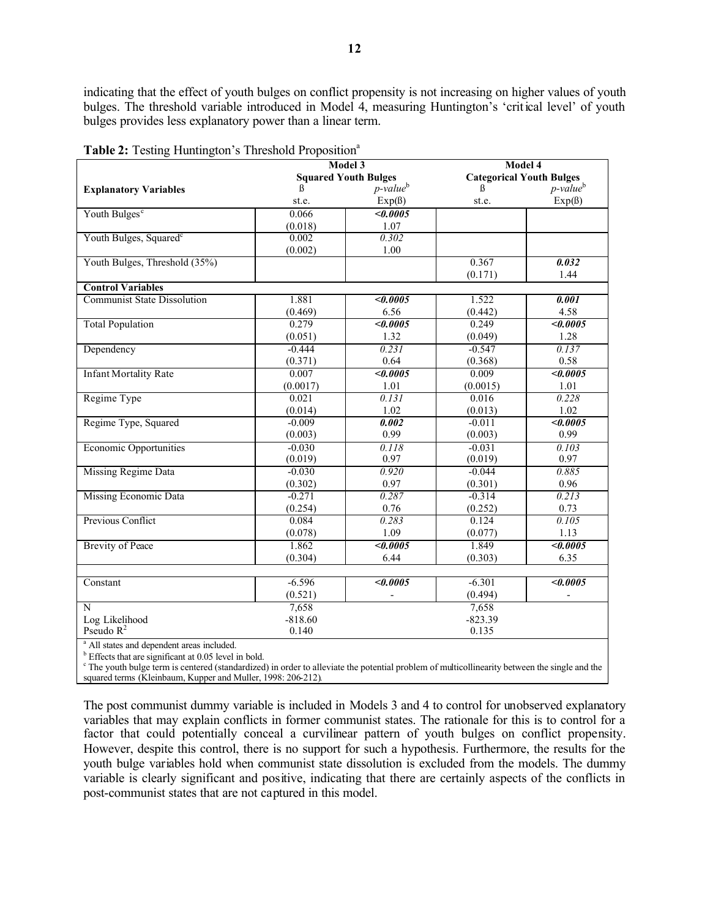indicating that the effect of youth bulges on conflict propensity is not increasing on higher values of youth bulges. The threshold variable introduced in Model 4, measuring Huntington's 'critical level' of youth bulges provides less explanatory power than a linear term.

**Table 2:** Testing Huntington's Threshold Proposition[a]

| | Model 3 | | Model 4 | |
|---|---|---|---|---|
| | Squared Youth Bulges | | Categorical Youth Bulges | |
| **Explanatory Variables** | ß<br>st.e. | *p-value*[b]<br>Exp(ß) | ß<br>st.e. | *p-value*[b]<br>Exp(ß) |
| Youth Bulges[c] | 0.066<br>(0.018) | ***<0.0005***<br>1.07 | | |
| Youth Bulges, Squared[c] | 0.002<br>(0.002) | *0.302*<br>1.00 | | |
| Youth Bulges, Threshold (35%) | | | 0.367<br>(0.171) | ***0.032***<br>1.44 |
| **Control Variables** | | | | |
| Communist State Dissolution | 1.881<br>(0.469) | ***<0.0005***<br>6.56 | 1.522<br>(0.442) | ***0.001***<br>4.58 |
| Total Population | 0.279<br>(0.051) | ***<0.0005***<br>1.32 | 0.249<br>(0.049) | ***<0.0005***<br>1.28 |
| Dependency | -0.444<br>(0.371) | *0.231*<br>0.64 | -0.547<br>(0.368) | *0.137*<br>0.58 |
| Infant Mortality Rate | 0.007<br>(0.0017) | ***<0.0005***<br>1.01 | 0.009<br>(0.0015) | ***<0.0005***<br>1.01 |
| Regime Type | 0.021<br>(0.014) | *0.131*<br>1.02 | 0.016<br>(0.013) | *0.228*<br>1.02 |
| Regime Type, Squared | -0.009<br>(0.003) | ***0.002***<br>0.99 | -0.011<br>(0.003) | ***<0.0005***<br>0.99 |
| Economic Opportunities | -0.030<br>(0.019) | *0.118*<br>0.97 | -0.031<br>(0.019) | *0.103*<br>0.97 |
| Missing Regime Data | -0.030<br>(0.302) | *0.920*<br>0.97 | -0.044<br>(0.301) | *0.885*<br>0.96 |
| Missing Economic Data | -0.271<br>(0.254) | *0.287*<br>0.76 | -0.314<br>(0.252) | *0.213*<br>0.73 |
| Previous Conflict | 0.084<br>(0.078) | *0.283*<br>1.09 | 0.124<br>(0.077) | *0.105*<br>1.13 |
| Brevity of Peace | 1.862<br>(0.304) | ***<0.0005***<br>6.44 | 1.849<br>(0.303) | ***<0.0005***<br>6.35 |
| Constant | -6.596<br>(0.521) | ***<0.0005***<br>- | -6.301<br>(0.494) | ***<0.0005***<br>- |
| N | 7,658 | | 7,658 | |
| Log Likelihood | -818.60 | | -823.39 | |
| Pseudo $R^2$ | 0.140 | | 0.135 | |

[a] All states and dependent areas included.
[b] Effects that are significant at 0.05 level in bold.
[c] The youth bulge term is centered (standardized) in order to alleviate the potential problem of multicollinearity between the single and the squared terms (Kleinbaum, Kupper and Muller, 1998: 206-212).

The post communist dummy variable is included in Models 3 and 4 to control for unobserved explanatory variables that may explain conflicts in former communist states. The rationale for this is to control for a factor that could potentially conceal a curvilinear pattern of youth bulges on conflict propensity. However, despite this control, there is no support for such a hypothesis. Furthermore, the results for the youth bulge variables hold when communist state dissolution is excluded from the models. The dummy variable is clearly significant and positive, indicating that there are certainly aspects of the conflicts in post-communist states that are not captured in this model.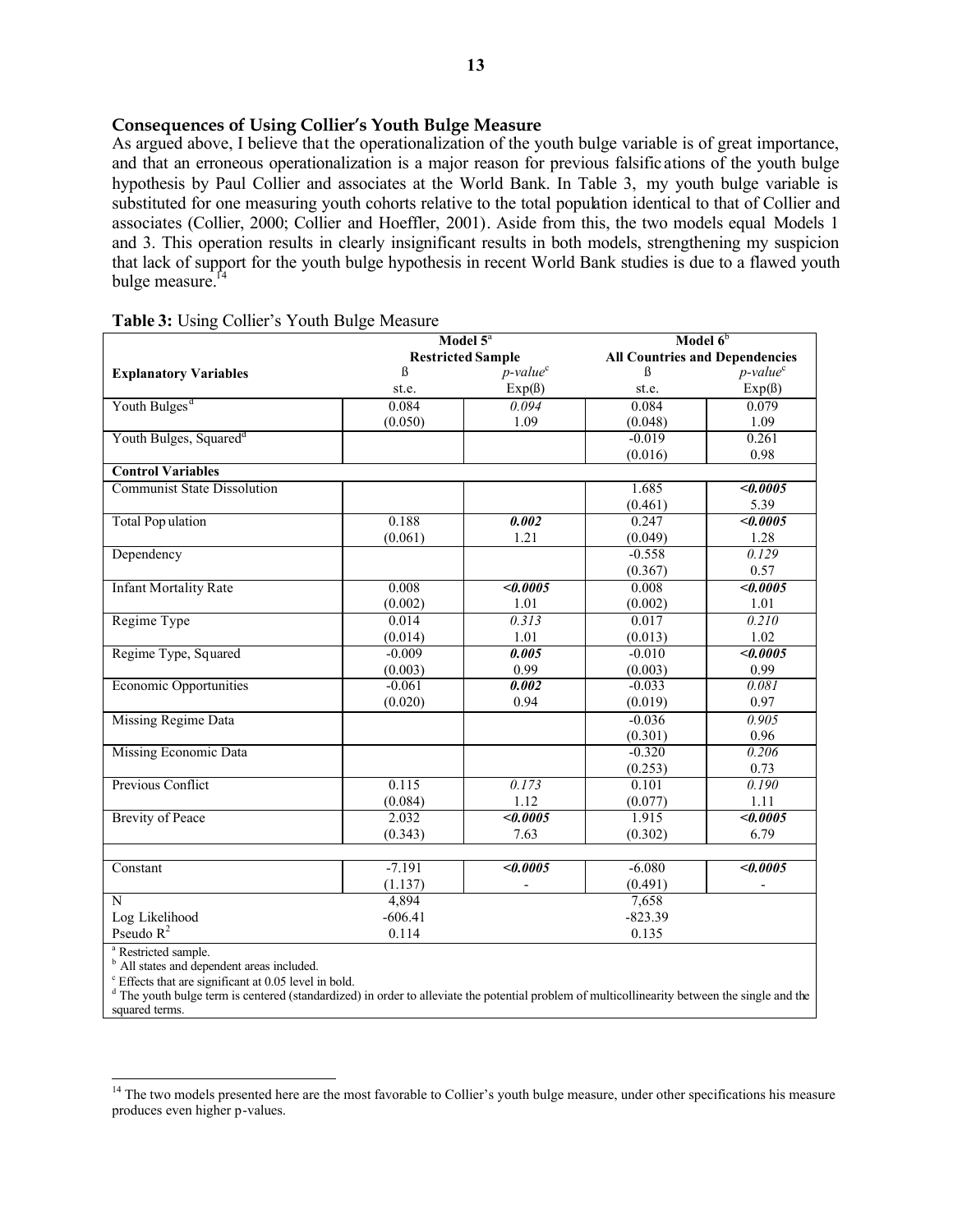### Consequences of Using Collier's Youth Bulge Measure

As argued above, I believe that the operationalization of the youth bulge variable is of great importance, and that an erroneous operationalization is a major reason for previous falsifications of the youth bulge hypothesis by Paul Collier and associates at the World Bank. In Table 3, my youth bulge variable is substituted for one measuring youth cohorts relative to the total population identical to that of Collier and associates (Collier, 2000; Collier and Hoeffler, 2001). Aside from this, the two models equal Models 1 and 3. This operation results in clearly insignificant results in both models, strengthening my suspicion that lack of support for the youth bulge hypothesis in recent World Bank studies is due to a flawed youth bulge measure.[14]

**Table 3:** Using Collier's Youth Bulge Measure

| | Model 5[a] | | Model 6[b] | |
|---|---|---|---|---|
| | Restricted Sample | | All Countries and Dependencies | |
| **Explanatory Variables** | ß<br>st.e. | *p-value*[c]<br>Exp(ß) | ß<br>st.e. | *p-value*[c]<br>Exp(ß) |
| Youth Bulges[d] | 0.084<br>(0.050) | *0.094*<br>1.09 | 0.084<br>(0.048) | 0.079<br>1.09 |
| Youth Bulges, Squared[d] | | | -0.019<br>(0.016) | 0.261<br>0.98 |
| **Control Variables** | | | | |
| Communist State Dissolution | | | 1.685<br>(0.461) | ***<0.0005***<br>5.39 |
| Total Population | 0.188<br>(0.061) | ***0.002***<br>1.21 | 0.247<br>(0.049) | ***<0.0005***<br>1.28 |
| Dependency | | | -0.558<br>(0.367) | *0.129*<br>0.57 |
| Infant Mortality Rate | 0.008<br>(0.002) | ***<0.0005***<br>1.01 | 0.008<br>(0.002) | ***<0.0005***<br>1.01 |
| Regime Type | 0.014<br>(0.014) | *0.313*<br>1.01 | 0.017<br>(0.013) | *0.210*<br>1.02 |
| Regime Type, Squared | -0.009<br>(0.003) | ***0.005***<br>0.99 | -0.010<br>(0.003) | ***<0.0005***<br>0.99 |
| Economic Opportunities | -0.061<br>(0.020) | ***0.002***<br>0.94 | -0.033<br>(0.019) | *0.081*<br>0.97 |
| Missing Regime Data | | | -0.036<br>(0.301) | *0.905*<br>0.96 |
| Missing Economic Data | | | -0.320<br>(0.253) | *0.206*<br>0.73 |
| Previous Conflict | 0.115<br>(0.084) | *0.173*<br>1.12 | 0.101<br>(0.077) | *0.190*<br>1.11 |
| Brevity of Peace | 2.032<br>(0.343) | ***<0.0005***<br>7.63 | 1.915<br>(0.302) | ***<0.0005***<br>6.79 |
| Constant | -7.191<br>(1.137) | ***<0.0005***<br>- | -6.080<br>(0.491) | ***<0.0005***<br>- |
| N | 4,894 | | 7,658 | |
| Log Likelihood | -606.41 | | -823.39 | |
| Pseudo $R^2$ | 0.114 | | 0.135 | |

[a] Restricted sample.
[b] All states and dependent areas included.
[c] Effects that are significant at 0.05 level in bold.
[d] The youth bulge term is centered (standardized) in order to alleviate the potential problem of multicollinearity between the single and the squared terms.

[14] The two models presented here are the most favorable to Collier's youth bulge measure, under other specifications his measure produces even higher p-values.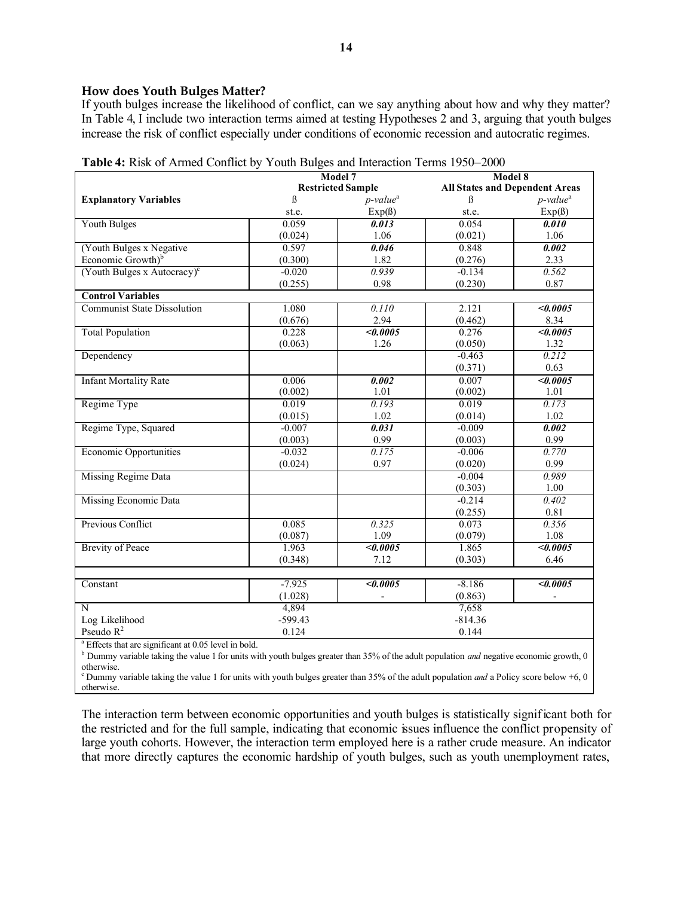### How does Youth Bulges Matter?

If youth bulges increase the likelihood of conflict, can we say anything about how and why they matter? In Table 4, I include two interaction terms aimed at testing Hypotheses 2 and 3, arguing that youth bulges increase the risk of conflict especially under conditions of economic recession and autocratic regimes.

**Table 4:** Risk of Armed Conflict by Youth Bulges and Interaction Terms 1950–2000

| | Model 7 Restricted Sample | | Model 8 All States and Dependent Areas | |
|---|---|---|---|---|
| **Explanatory Variables** | ß | *p-value*[a] | ß | *p-value*[a] |
| | st.e. | Exp(ß) | st.e. | Exp(ß) |
| Youth Bulges | 0.059 | ***0.013*** | 0.054 | ***0.010*** |
| | (0.024) | 1.06 | (0.021) | 1.06 |
| (Youth Bulges x Negative Economic Growth)[b] | 0.597 | ***0.046*** | 0.848 | ***0.002*** |
| | (0.300) | 1.82 | (0.276) | 2.33 |
| (Youth Bulges x Autocracy)[c] | -0.020 | *0.939* | -0.134 | *0.562* |
| | (0.255) | 0.98 | (0.230) | 0.87 |
| **Control Variables** | | | | |
| Communist State Dissolution | 1.080 | *0.110* | 2.121 | ***<0.0005*** |
| | (0.676) | 2.94 | (0.462) | 8.34 |
| Total Population | 0.228 | ***<0.0005*** | 0.276 | ***<0.0005*** |
| | (0.063) | 1.26 | (0.050) | 1.32 |
| Dependency | | | -0.463 | *0.212* |
| | | | (0.371) | 0.63 |
| Infant Mortality Rate | 0.006 | ***0.002*** | 0.007 | ***<0.0005*** |
| | (0.002) | 1.01 | (0.002) | 1.01 |
| Regime Type | 0.019 | *0.193* | 0.019 | *0.173* |
| | (0.015) | 1.02 | (0.014) | 1.02 |
| Regime Type, Squared | -0.007 | ***0.031*** | -0.009 | ***0.002*** |
| | (0.003) | 0.99 | (0.003) | 0.99 |
| Economic Opportunities | -0.032 | *0.175* | -0.006 | *0.770* |
| | (0.024) | 0.97 | (0.020) | 0.99 |
| Missing Regime Data | | | -0.004 | *0.989* |
| | | | (0.303) | 1.00 |
| Missing Economic Data | | | -0.214 | *0.402* |
| | | | (0.255) | 0.81 |
| Previous Conflict | 0.085 | *0.325* | 0.073 | *0.356* |
| | (0.087) | 1.09 | (0.079) | 1.08 |
| Brevity of Peace | 1.963 | ***<0.0005*** | 1.865 | ***<0.0005*** |
| | (0.348) | 7.12 | (0.303) | 6.46 |
| Constant | -7.925 | ***<0.0005*** | -8.186 | ***<0.0005*** |
| | (1.028) | - | (0.863) | - |
| N | 4,894 | | 7,658 | |
| Log Likelihood | -599.43 | | -814.36 | |
| Pseudo $R^2$ | 0.124 | | 0.144 | |

[a] Effects that are significant at 0.05 level in bold.
[b] Dummy variable taking the value 1 for units with youth bulges greater than 35% of the adult population *and* negative economic growth, 0 otherwise.
[c] Dummy variable taking the value 1 for units with youth bulges greater than 35% of the adult population *and* a Policy score below +6, 0 otherwise.

The interaction term between economic opportunities and youth bulges is statistically significant both for the restricted and for the full sample, indicating that economic issues influence the conflict propensity of large youth cohorts. However, the interaction term employed here is a rather crude measure. An indicator that more directly captures the economic hardship of youth bulges, such as youth unemployment rates,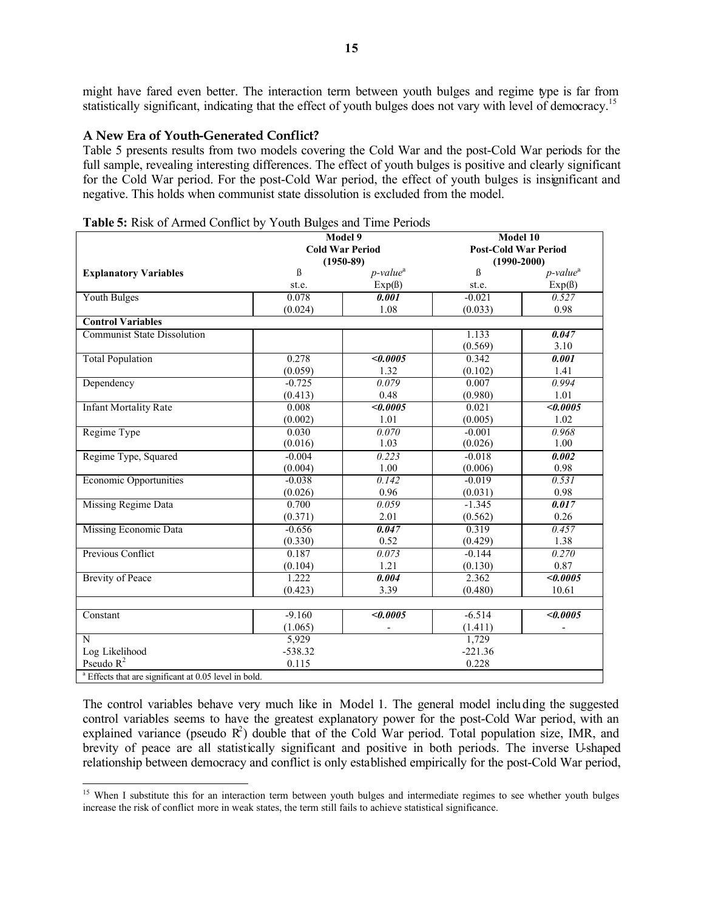might have fared even better. The interaction term between youth bulges and regime type is far from statistically significant, indicating that the effect of youth bulges does not vary with level of democracy.[15]

### A New Era of Youth-Generated Conflict?

Table 5 presents results from two models covering the Cold War and the post-Cold War periods for the full sample, revealing interesting differences. The effect of youth bulges is positive and clearly significant for the Cold War period. For the post-Cold War period, the effect of youth bulges is insignificant and negative. This holds when communist state dissolution is excluded from the model.

**Table 5:** Risk of Armed Conflict by Youth Bulges and Time Periods

| | Model 9 Cold War Period (1950-89) | | Model 10 Post-Cold War Period (1990-2000) | |
|---|---|---|---|---|
| **Explanatory Variables** | ß st.e. | *p-value*[a] Exp(ß) | ß st.e. | *p-value*[a] Exp(ß) |
| Youth Bulges | 0.078 (0.024) | ***0.001*** 1.08 | -0.021 (0.033) | *0.527* 0.98 |
| **Control Variables** | | | | |
| Communist State Dissolution | | | 1.133 (0.569) | ***0.047*** 3.10 |
| Total Population | 0.278 (0.059) | ***<0.0005*** 1.32 | 0.342 (0.102) | ***0.001*** 1.41 |
| Dependency | -0.725 (0.413) | *0.079* 0.48 | 0.007 (0.980) | *0.994* 1.01 |
| Infant Mortality Rate | 0.008 (0.002) | ***<0.0005*** 1.01 | 0.021 (0.005) | ***<0.0005*** 1.02 |
| Regime Type | 0.030 (0.016) | *0.070* 1.03 | -0.001 (0.026) | *0.968* 1.00 |
| Regime Type, Squared | -0.004 (0.004) | *0.223* 1.00 | -0.018 (0.006) | ***0.002*** 0.98 |
| Economic Opportunities | -0.038 (0.026) | *0.142* 0.96 | -0.019 (0.031) | *0.531* 0.98 |
| Missing Regime Data | 0.700 (0.371) | *0.059* 2.01 | -1.345 (0.562) | ***0.017*** 0.26 |
| Missing Economic Data | -0.656 (0.330) | ***0.047*** 0.52 | 0.319 (0.429) | *0.457* 1.38 |
| Previous Conflict | 0.187 (0.104) | *0.073* 1.21 | -0.144 (0.130) | *0.270* 0.87 |
| Brevity of Peace | 1.222 (0.423) | ***0.004*** 3.39 | 2.362 (0.480) | ***<0.0005*** 10.61 |
| | | | | |
| Constant | -9.160 (1.065) | ***<0.0005*** - | -6.514 (1.411) | ***<0.0005*** - |
| N | 5,929 | | 1,729 | |
| Log Likelihood | -538.32 | | -221.36 | |
| Pseudo $R^2$ | 0.115 | | 0.228 | |

[a] Effects that are significant at 0.05 level in bold.

The control variables behave very much like in Model 1. The general model including the suggested control variables seems to have the greatest explanatory power for the post-Cold War period, with an explained variance (pseudo $R^2$) double that of the Cold War period. Total population size, IMR, and brevity of peace are all statistically significant and positive in both periods. The inverse U-shaped relationship between democracy and conflict is only established empirically for the post-Cold War period,

[15] When I substitute this for an interaction term between youth bulges and intermediate regimes to see whether youth bulges increase the risk of conflict more in weak states, the term still fails to achieve statistical significance.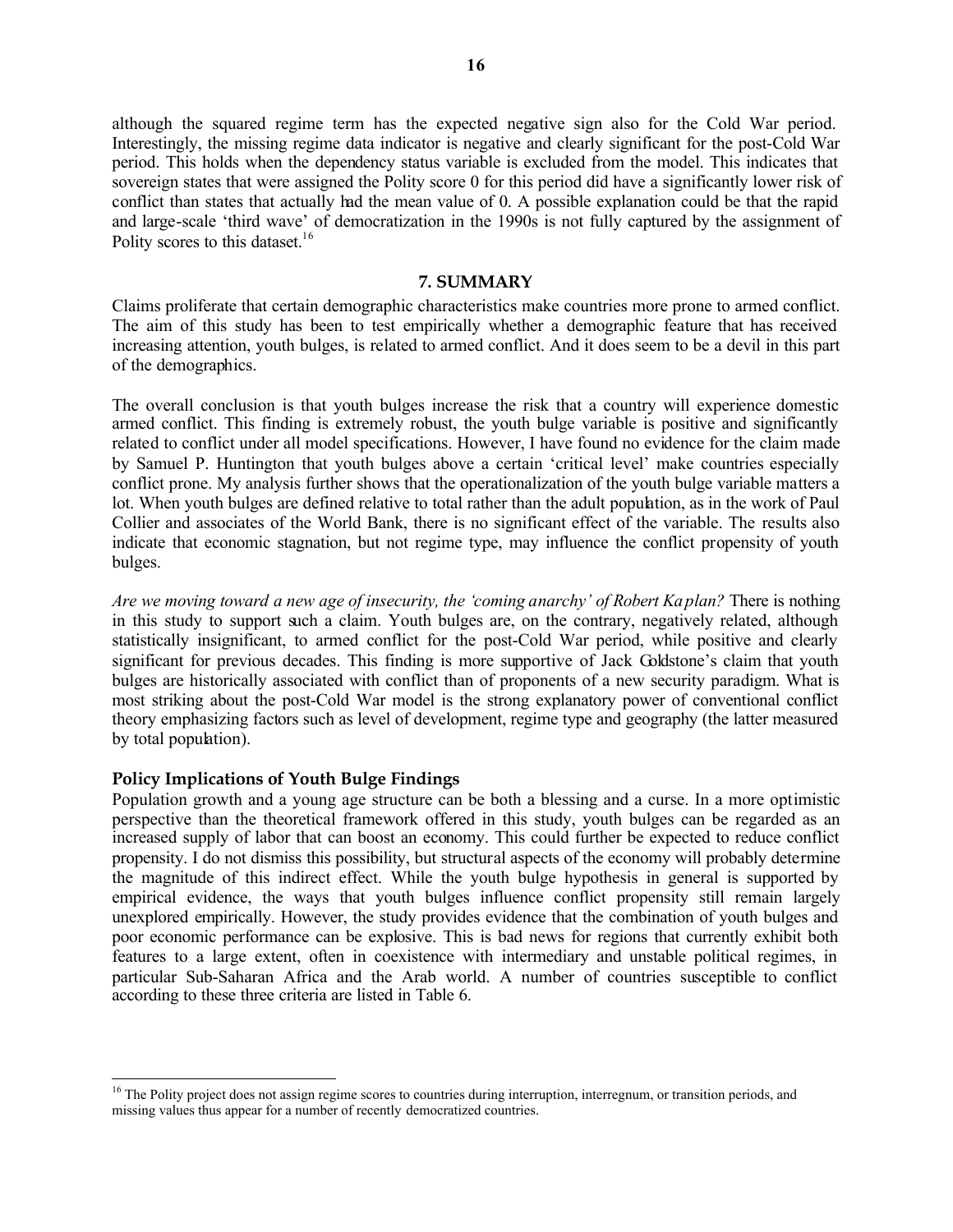although the squared regime term has the expected negative sign also for the Cold War period. Interestingly, the missing regime data indicator is negative and clearly significant for the post-Cold War period. This holds when the dependency status variable is excluded from the model. This indicates that sovereign states that were assigned the Polity score 0 for this period did have a significantly lower risk of conflict than states that actually had the mean value of 0. A possible explanation could be that the rapid and large-scale 'third wave' of democratization in the 1990s is not fully captured by the assignment of Polity scores to this dataset.[16]

## 7. SUMMARY

Claims proliferate that certain demographic characteristics make countries more prone to armed conflict. The aim of this study has been to test empirically whether a demographic feature that has received increasing attention, youth bulges, is related to armed conflict. And it does seem to be a devil in this part of the demographics.

The overall conclusion is that youth bulges increase the risk that a country will experience domestic armed conflict. This finding is extremely robust, the youth bulge variable is positive and significantly related to conflict under all model specifications. However, I have found no evidence for the claim made by Samuel P. Huntington that youth bulges above a certain 'critical level' make countries especially conflict prone. My analysis further shows that the operationalization of the youth bulge variable matters a lot. When youth bulges are defined relative to total rather than the adult population, as in the work of Paul Collier and associates of the World Bank, there is no significant effect of the variable. The results also indicate that economic stagnation, but not regime type, may influence the conflict propensity of youth bulges.

*Are we moving toward a new age of insecurity, the 'coming anarchy' of Robert Kaplan?* There is nothing in this study to support such a claim. Youth bulges are, on the contrary, negatively related, although statistically insignificant, to armed conflict for the post-Cold War period, while positive and clearly significant for previous decades. This finding is more supportive of Jack Goldstone's claim that youth bulges are historically associated with conflict than of proponents of a new security paradigm. What is most striking about the post-Cold War model is the strong explanatory power of conventional conflict theory emphasizing factors such as level of development, regime type and geography (the latter measured by total population).

### Policy Implications of Youth Bulge Findings

Population growth and a young age structure can be both a blessing and a curse. In a more optimistic perspective than the theoretical framework offered in this study, youth bulges can be regarded as an increased supply of labor that can boost an economy. This could further be expected to reduce conflict propensity. I do not dismiss this possibility, but structural aspects of the economy will probably determine the magnitude of this indirect effect. While the youth bulge hypothesis in general is supported by empirical evidence, the ways that youth bulges influence conflict propensity still remain largely unexplored empirically. However, the study provides evidence that the combination of youth bulges and poor economic performance can be explosive. This is bad news for regions that currently exhibit both features to a large extent, often in coexistence with intermediary and unstable political regimes, in particular Sub-Saharan Africa and the Arab world. A number of countries susceptible to conflict according to these three criteria are listed in Table 6.

---

[16] The Polity project does not assign regime scores to countries during interruption, interregnum, or transition periods, and missing values thus appear for a number of recently democratized countries.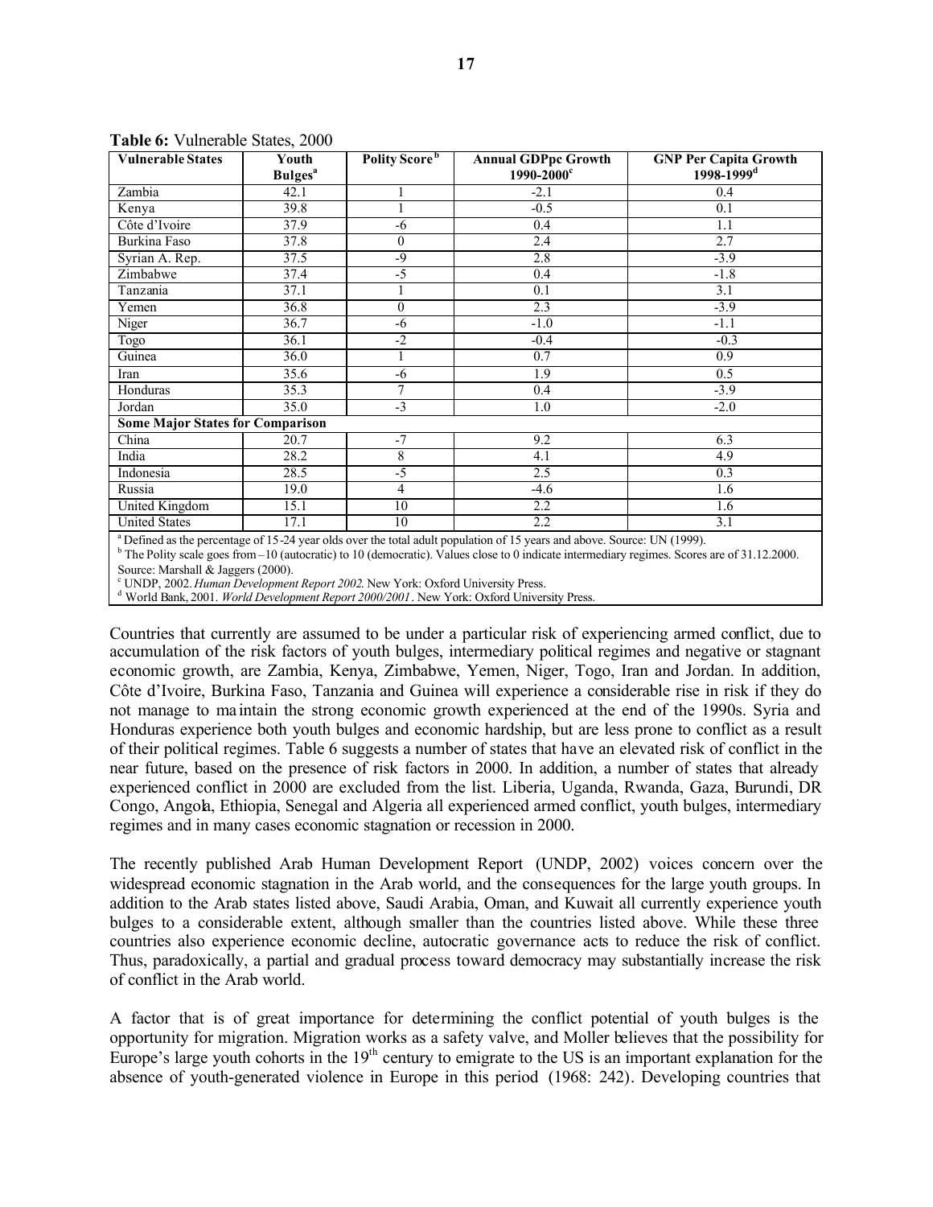**Table 6:** Vulnerable States, 2000

| Vulnerable States | Youth Bulges[a] | Polity Score[b] | Annual GDPpc Growth 1990-2000[c] | GNP Per Capita Growth 1998-1999[d] |
|---|---|---|---|---|
| Zambia | 42.1 | 1 | -2.1 | 0.4 |
| Kenya | 39.8 | 1 | -0.5 | 0.1 |
| Côte d'Ivoire | 37.9 | -6 | 0.4 | 1.1 |
| Burkina Faso | 37.8 | 0 | 2.4 | 2.7 |
| Syrian A. Rep. | 37.5 | -9 | 2.8 | -3.9 |
| Zimbabwe | 37.4 | -5 | 0.4 | -1.8 |
| Tanzania | 37.1 | 1 | 0.1 | 3.1 |
| Yemen | 36.8 | 0 | 2.3 | -3.9 |
| Niger | 36.7 | -6 | -1.0 | -1.1 |
| Togo | 36.1 | -2 | -0.4 | -0.3 |
| Guinea | 36.0 | 1 | 0.7 | 0.9 |
| Iran | 35.6 | -6 | 1.9 | 0.5 |
| Honduras | 35.3 | 7 | 0.4 | -3.9 |
| Jordan | 35.0 | -3 | 1.0 | -2.0 |
| **Some Major States for Comparison** | | | | |
| China | 20.7 | -7 | 9.2 | 6.3 |
| India | 28.2 | 8 | 4.1 | 4.9 |
| Indonesia | 28.5 | -5 | 2.5 | 0.3 |
| Russia | 19.0 | 4 | -4.6 | 1.6 |
| United Kingdom | 15.1 | 10 | 2.2 | 1.6 |
| United States | 17.1 | 10 | 2.2 | 3.1 |

[a] Defined as the percentage of 15-24 year olds over the total adult population of 15 years and above. Source: UN (1999).
[b] The Polity scale goes from –10 (autocratic) to 10 (democratic). Values close to 0 indicate intermediary regimes. Scores are of 31.12.2000. Source: Marshall & Jaggers (2000).
[c] UNDP, 2002. *Human Development Report 2002*. New York: Oxford University Press.
[d] World Bank, 2001. *World Development Report 2000/2001*. New York: Oxford University Press.

Countries that currently are assumed to be under a particular risk of experiencing armed conflict, due to accumulation of the risk factors of youth bulges, intermediary political regimes and negative or stagnant economic growth, are Zambia, Kenya, Zimbabwe, Yemen, Niger, Togo, Iran and Jordan. In addition, Côte d'Ivoire, Burkina Faso, Tanzania and Guinea will experience a considerable rise in risk if they do not manage to maintain the strong economic growth experienced at the end of the 1990s. Syria and Honduras experience both youth bulges and economic hardship, but are less prone to conflict as a result of their political regimes. Table 6 suggests a number of states that have an elevated risk of conflict in the near future, based on the presence of risk factors in 2000. In addition, a number of states that already experienced conflict in 2000 are excluded from the list. Liberia, Uganda, Rwanda, Gaza, Burundi, DR Congo, Angola, Ethiopia, Senegal and Algeria all experienced armed conflict, youth bulges, intermediary regimes and in many cases economic stagnation or recession in 2000.

The recently published Arab Human Development Report (UNDP, 2002) voices concern over the widespread economic stagnation in the Arab world, and the consequences for the large youth groups. In addition to the Arab states listed above, Saudi Arabia, Oman, and Kuwait all currently experience youth bulges to a considerable extent, although smaller than the countries listed above. While these three countries also experience economic decline, autocratic governance acts to reduce the risk of conflict. Thus, paradoxically, a partial and gradual process toward democracy may substantially increase the risk of conflict in the Arab world.

A factor that is of great importance for determining the conflict potential of youth bulges is the opportunity for migration. Migration works as a safety valve, and Moller believes that the possibility for Europe's large youth cohorts in the 19th century to emigrate to the US is an important explanation for the absence of youth-generated violence in Europe in this period (1968: 242). Developing countries that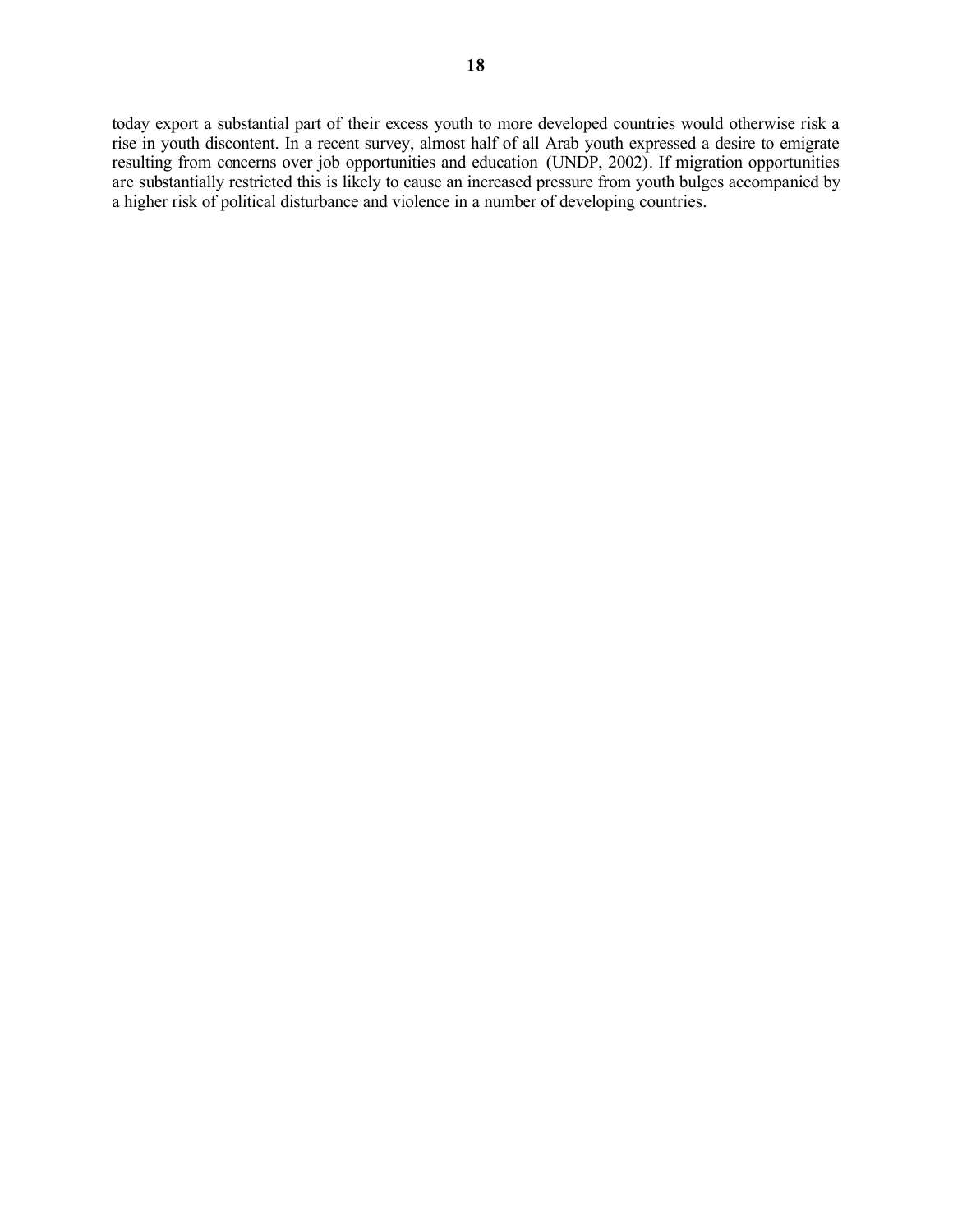today export a substantial part of their excess youth to more developed countries would otherwise risk a rise in youth discontent. In a recent survey, almost half of all Arab youth expressed a desire to emigrate resulting from concerns over job opportunities and education (UNDP, 2002). If migration opportunities are substantially restricted this is likely to cause an increased pressure from youth bulges accompanied by a higher risk of political disturbance and violence in a number of developing countries.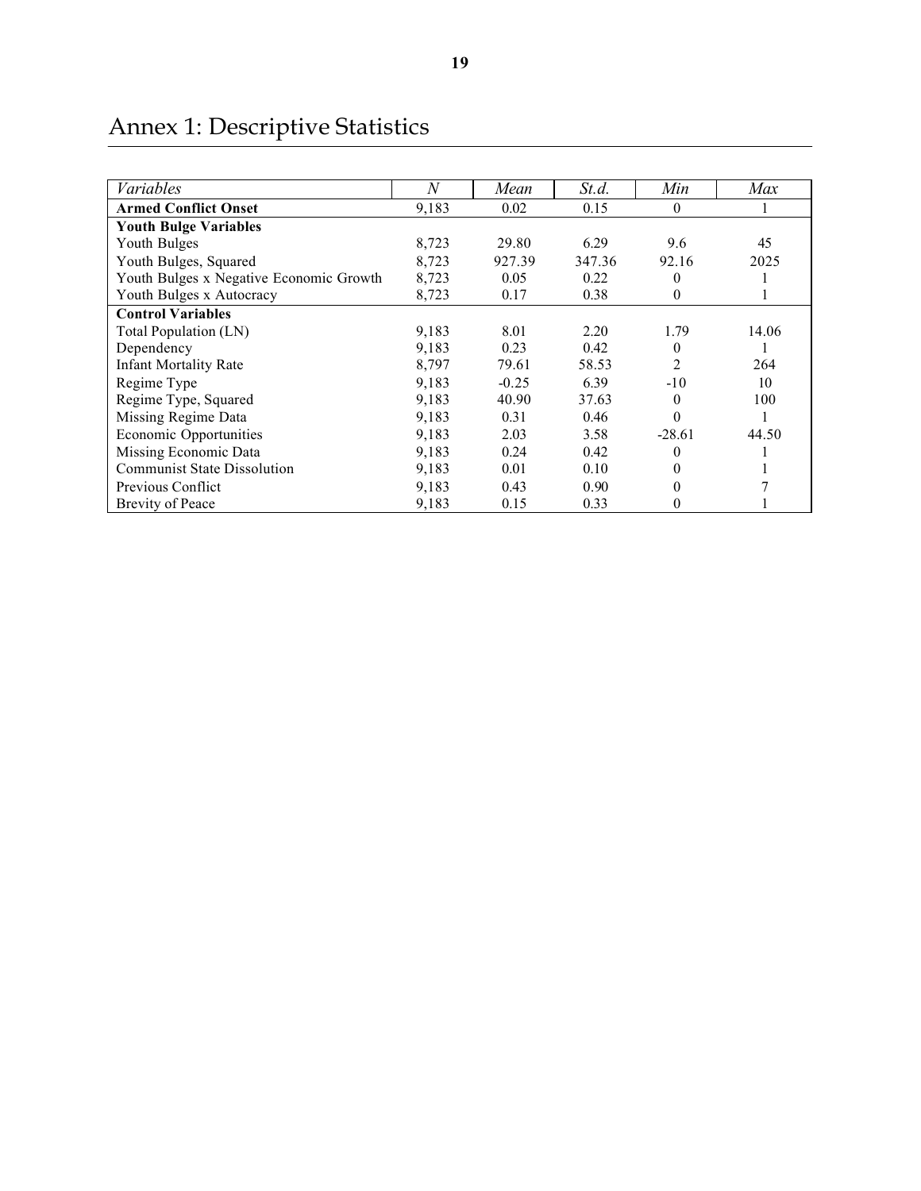# Annex 1: Descriptive Statistics

| *Variables* | *N* | *Mean* | *St.d.* | *Min* | *Max* |
|---|---|---|---|---|---|
| **Armed Conflict Onset** | 9,183 | 0.02 | 0.15 | 0 | 1 |
| **Youth Bulge Variables** | | | | | |
| Youth Bulges | 8,723 | 29.80 | 6.29 | 9.6 | 45 |
| Youth Bulges, Squared | 8,723 | 927.39 | 347.36 | 92.16 | 2025 |
| Youth Bulges x Negative Economic Growth | 8,723 | 0.05 | 0.22 | 0 | 1 |
| Youth Bulges x Autocracy | 8,723 | 0.17 | 0.38 | 0 | 1 |
| **Control Variables** | | | | | |
| Total Population (LN) | 9,183 | 8.01 | 2.20 | 1.79 | 14.06 |
| Dependency | 9,183 | 0.23 | 0.42 | 0 | 1 |
| Infant Mortality Rate | 8,797 | 79.61 | 58.53 | 2 | 264 |
| Regime Type | 9,183 | -0.25 | 6.39 | -10 | 10 |
| Regime Type, Squared | 9,183 | 40.90 | 37.63 | 0 | 100 |
| Missing Regime Data | 9,183 | 0.31 | 0.46 | 0 | 1 |
| Economic Opportunities | 9,183 | 2.03 | 3.58 | -28.61 | 44.50 |
| Missing Economic Data | 9,183 | 0.24 | 0.42 | 0 | 1 |
| Communist State Dissolution | 9,183 | 0.01 | 0.10 | 0 | 1 |
| Previous Conflict | 9,183 | 0.43 | 0.90 | 0 | 7 |
| Brevity of Peace | 9,183 | 0.15 | 0.33 | 0 | 1 |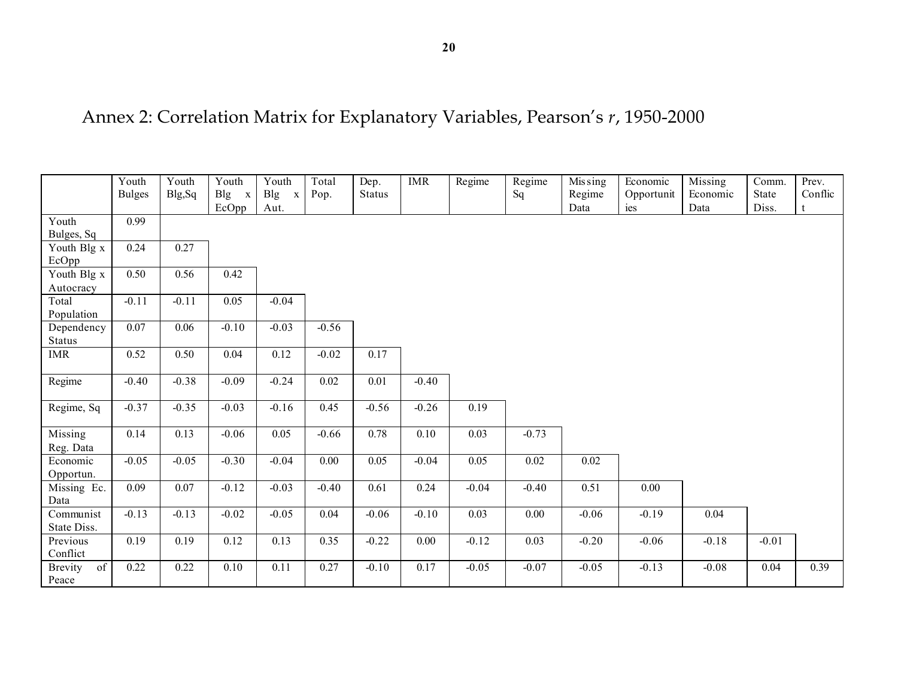# Annex 2: Correlation Matrix for Explanatory Variables, Pearson's *r*, 1950-2000

| | Youth Bulges | Youth Blg,Sq | Youth Blg x EcOpp | Youth Blg x Aut. | Total Pop. | Dep. Status | IMR | Regime | Regime Sq | Missing Regime Data | Economic Opportunities | Missing Economic Data | Comm. State Diss. | Prev. Conflict |
|---|---|---|---|---|---|---|---|---|---|---|---|---|---|---|
| Youth Bulges, Sq | 0.99 | | | | | | | | | | | | | |
| Youth Blg x EcOpp | 0.24 | 0.27 | | | | | | | | | | | | |
| Youth Blg x Autocracy | 0.50 | 0.56 | 0.42 | | | | | | | | | | | |
| Total Population | -0.11 | -0.11 | 0.05 | -0.04 | | | | | | | | | | |
| Dependency Status | 0.07 | 0.06 | -0.10 | -0.03 | -0.56 | | | | | | | | | |
| IMR | 0.52 | 0.50 | 0.04 | 0.12 | -0.02 | 0.17 | | | | | | | | |
| Regime | -0.40 | -0.38 | -0.09 | -0.24 | 0.02 | 0.01 | -0.40 | | | | | | | |
| Regime, Sq | -0.37 | -0.35 | -0.03 | -0.16 | 0.45 | -0.56 | -0.26 | 0.19 | | | | | | |
| Missing Reg. Data | 0.14 | 0.13 | -0.06 | 0.05 | -0.66 | 0.78 | 0.10 | 0.03 | -0.73 | | | | | |
| Economic Opportun. | -0.05 | -0.05 | -0.30 | -0.04 | 0.00 | 0.05 | -0.04 | 0.05 | 0.02 | 0.02 | | | | |
| Missing Ec. Data | 0.09 | 0.07 | -0.12 | -0.03 | -0.40 | 0.61 | 0.24 | -0.04 | -0.40 | 0.51 | 0.00 | | | |
| Communist State Diss. | -0.13 | -0.13 | -0.02 | -0.05 | 0.04 | -0.06 | -0.10 | 0.03 | 0.00 | -0.06 | -0.19 | 0.04 | | |
| Previous Conflict | 0.19 | 0.19 | 0.12 | 0.13 | 0.35 | -0.22 | 0.00 | -0.12 | 0.03 | -0.20 | -0.06 | -0.18 | -0.01 | |
| Brevity of Peace | 0.22 | 0.22 | 0.10 | 0.11 | 0.27 | -0.10 | 0.17 | -0.05 | -0.07 | -0.05 | -0.13 | -0.08 | 0.04 | 0.39 |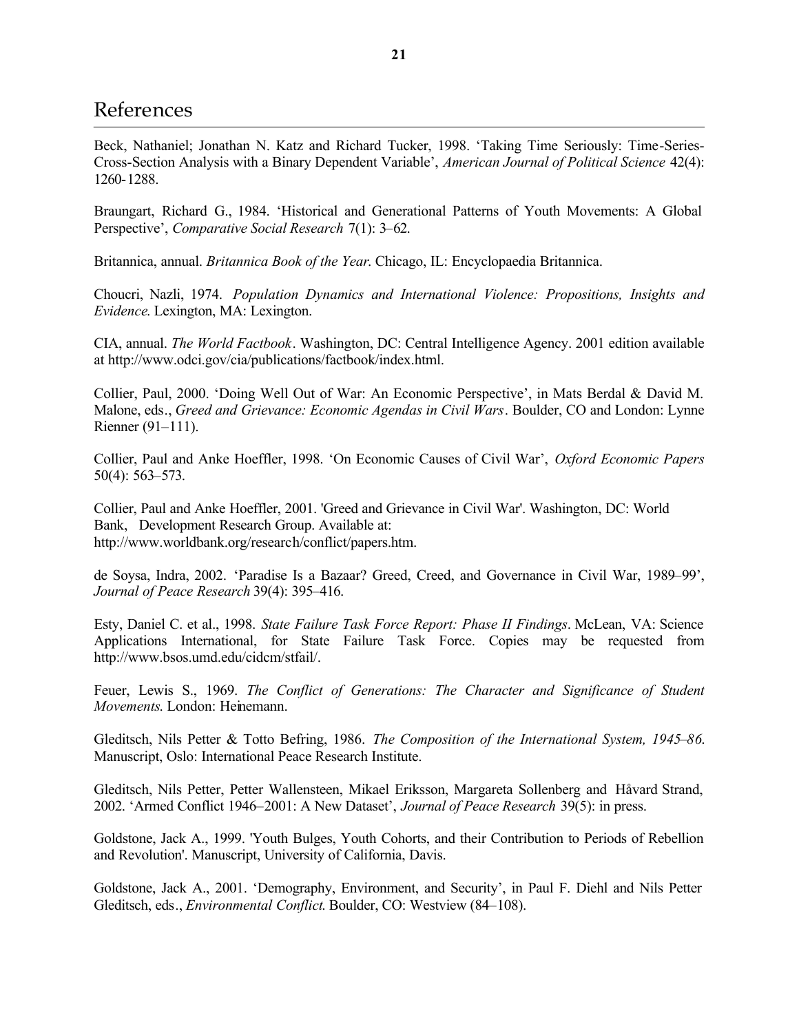# References

Beck, Nathaniel; Jonathan N. Katz and Richard Tucker, 1998. 'Taking Time Seriously: Time-Series-Cross-Section Analysis with a Binary Dependent Variable', *American Journal of Political Science* 42(4): 1260-1288.

Braungart, Richard G., 1984. 'Historical and Generational Patterns of Youth Movements: A Global Perspective', *Comparative Social Research* 7(1): 3–62.

Britannica, annual. *Britannica Book of the Year*. Chicago, IL: Encyclopaedia Britannica.

Choucri, Nazli, 1974. *Population Dynamics and International Violence: Propositions, Insights and Evidence*. Lexington, MA: Lexington.

CIA, annual. *The World Factbook*. Washington, DC: Central Intelligence Agency. 2001 edition available at http://www.odci.gov/cia/publications/factbook/index.html.

Collier, Paul, 2000. 'Doing Well Out of War: An Economic Perspective', in Mats Berdal & David M. Malone, eds., *Greed and Grievance: Economic Agendas in Civil Wars*. Boulder, CO and London: Lynne Rienner (91–111).

Collier, Paul and Anke Hoeffler, 1998. 'On Economic Causes of Civil War', *Oxford Economic Papers* 50(4): 563–573.

Collier, Paul and Anke Hoeffler, 2001. 'Greed and Grievance in Civil War'. Washington, DC: World Bank, Development Research Group. Available at: http://www.worldbank.org/research/conflict/papers.htm.

de Soysa, Indra, 2002. 'Paradise Is a Bazaar? Greed, Creed, and Governance in Civil War, 1989–99', *Journal of Peace Research* 39(4): 395–416.

Esty, Daniel C. et al., 1998. *State Failure Task Force Report: Phase II Findings*. McLean, VA: Science Applications International, for State Failure Task Force. Copies may be requested from http://www.bsos.umd.edu/cidcm/stfail/.

Feuer, Lewis S., 1969. *The Conflict of Generations: The Character and Significance of Student Movements*. London: Heinemann.

Gleditsch, Nils Petter & Totto Befring, 1986. *The Composition of the International System, 1945–86*. Manuscript, Oslo: International Peace Research Institute.

Gleditsch, Nils Petter, Petter Wallensteen, Mikael Eriksson, Margareta Sollenberg and Håvard Strand, 2002. 'Armed Conflict 1946–2001: A New Dataset', *Journal of Peace Research* 39(5): in press.

Goldstone, Jack A., 1999. 'Youth Bulges, Youth Cohorts, and their Contribution to Periods of Rebellion and Revolution'. Manuscript, University of California, Davis.

Goldstone, Jack A., 2001. 'Demography, Environment, and Security', in Paul F. Diehl and Nils Petter Gleditsch, eds., *Environmental Conflict*. Boulder, CO: Westview (84–108).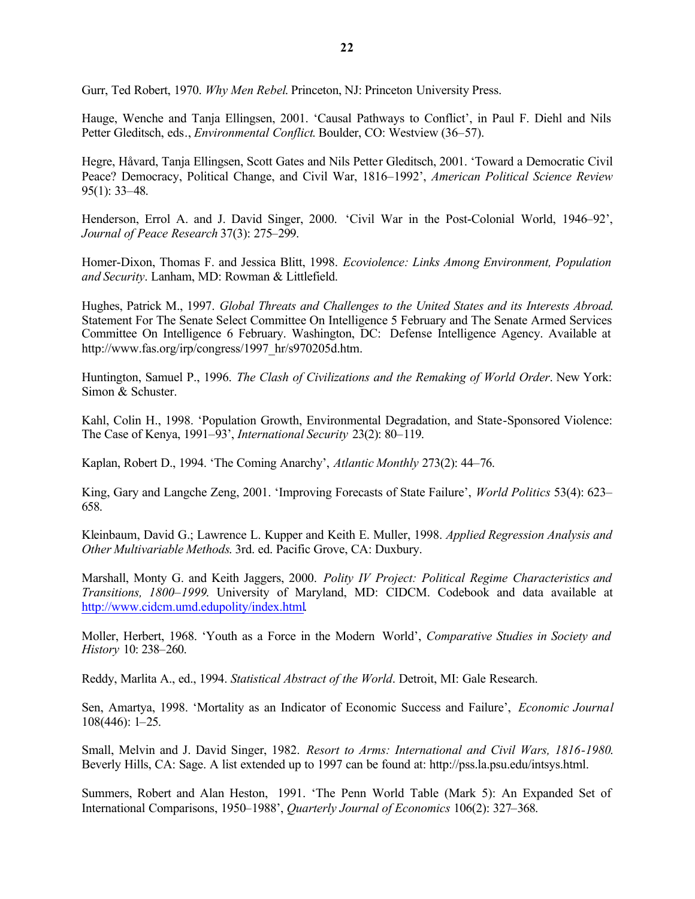Gurr, Ted Robert, 1970. *Why Men Rebel*. Princeton, NJ: Princeton University Press.

Hauge, Wenche and Tanja Ellingsen, 2001. 'Causal Pathways to Conflict', in Paul F. Diehl and Nils Petter Gleditsch, eds., *Environmental Conflict*. Boulder, CO: Westview (36–57).

Hegre, Håvard, Tanja Ellingsen, Scott Gates and Nils Petter Gleditsch, 2001. 'Toward a Democratic Civil Peace? Democracy, Political Change, and Civil War, 1816–1992', *American Political Science Review* 95(1): 33–48.

Henderson, Errol A. and J. David Singer, 2000. 'Civil War in the Post-Colonial World, 1946–92', *Journal of Peace Research* 37(3): 275–299.

Homer-Dixon, Thomas F. and Jessica Blitt, 1998. *Ecoviolence: Links Among Environment, Population and Security*. Lanham, MD: Rowman & Littlefield.

Hughes, Patrick M., 1997. *Global Threats and Challenges to the United States and its Interests Abroad*. Statement For The Senate Select Committee On Intelligence 5 February and The Senate Armed Services Committee On Intelligence 6 February. Washington, DC: Defense Intelligence Agency. Available at http://www.fas.org/irp/congress/1997_hr/s970205d.htm.

Huntington, Samuel P., 1996. *The Clash of Civilizations and the Remaking of World Order*. New York: Simon & Schuster.

Kahl, Colin H., 1998. 'Population Growth, Environmental Degradation, and State-Sponsored Violence: The Case of Kenya, 1991–93', *International Security* 23(2): 80–119.

Kaplan, Robert D., 1994. 'The Coming Anarchy', *Atlantic Monthly* 273(2): 44–76.

King, Gary and Langche Zeng, 2001. 'Improving Forecasts of State Failure', *World Politics* 53(4): 623–658.

Kleinbaum, David G.; Lawrence L. Kupper and Keith E. Muller, 1998. *Applied Regression Analysis and Other Multivariable Methods*. 3rd. ed. Pacific Grove, CA: Duxbury.

Marshall, Monty G. and Keith Jaggers, 2000. *Polity IV Project: Political Regime Characteristics and Transitions, 1800–1999*. University of Maryland, MD: CIDCM. Codebook and data available at http://www.cidcm.umd.edupolity/index.html.

Moller, Herbert, 1968. 'Youth as a Force in the Modern World', *Comparative Studies in Society and History* 10: 238–260.

Reddy, Marlita A., ed., 1994. *Statistical Abstract of the World*. Detroit, MI: Gale Research.

Sen, Amartya, 1998. 'Mortality as an Indicator of Economic Success and Failure', *Economic Journal* 108(446): 1–25.

Small, Melvin and J. David Singer, 1982. *Resort to Arms: International and Civil Wars, 1816-1980*. Beverly Hills, CA: Sage. A list extended up to 1997 can be found at: http://pss.la.psu.edu/intsys.html.

Summers, Robert and Alan Heston, 1991. 'The Penn World Table (Mark 5): An Expanded Set of International Comparisons, 1950–1988', *Quarterly Journal of Economics* 106(2): 327–368.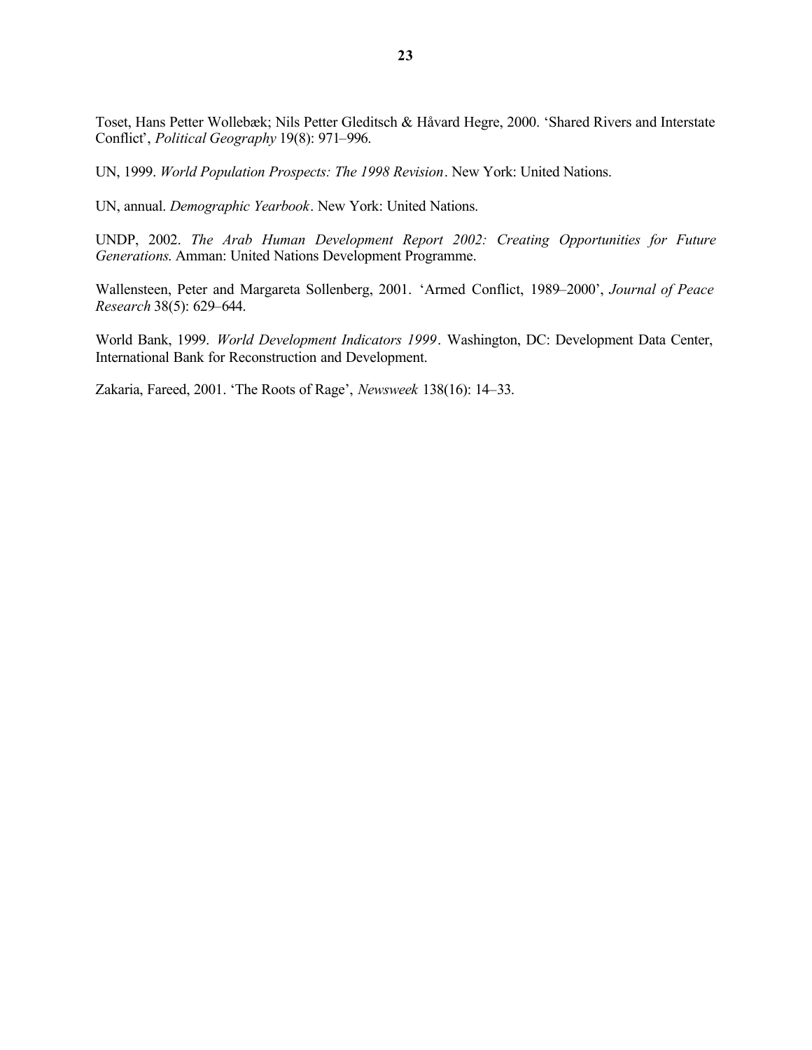Toset, Hans Petter Wollebæk; Nils Petter Gleditsch & Håvard Hegre, 2000. 'Shared Rivers and Interstate Conflict', *Political Geography* 19(8): 971–996.

UN, 1999. *World Population Prospects: The 1998 Revision*. New York: United Nations.

UN, annual. *Demographic Yearbook*. New York: United Nations.

UNDP, 2002. *The Arab Human Development Report 2002: Creating Opportunities for Future Generations.* Amman: United Nations Development Programme.

Wallensteen, Peter and Margareta Sollenberg, 2001. 'Armed Conflict, 1989–2000', *Journal of Peace Research* 38(5): 629–644.

World Bank, 1999. *World Development Indicators 1999*. Washington, DC: Development Data Center, International Bank for Reconstruction and Development.

Zakaria, Fareed, 2001. 'The Roots of Rage', *Newsweek* 138(16): 14–33.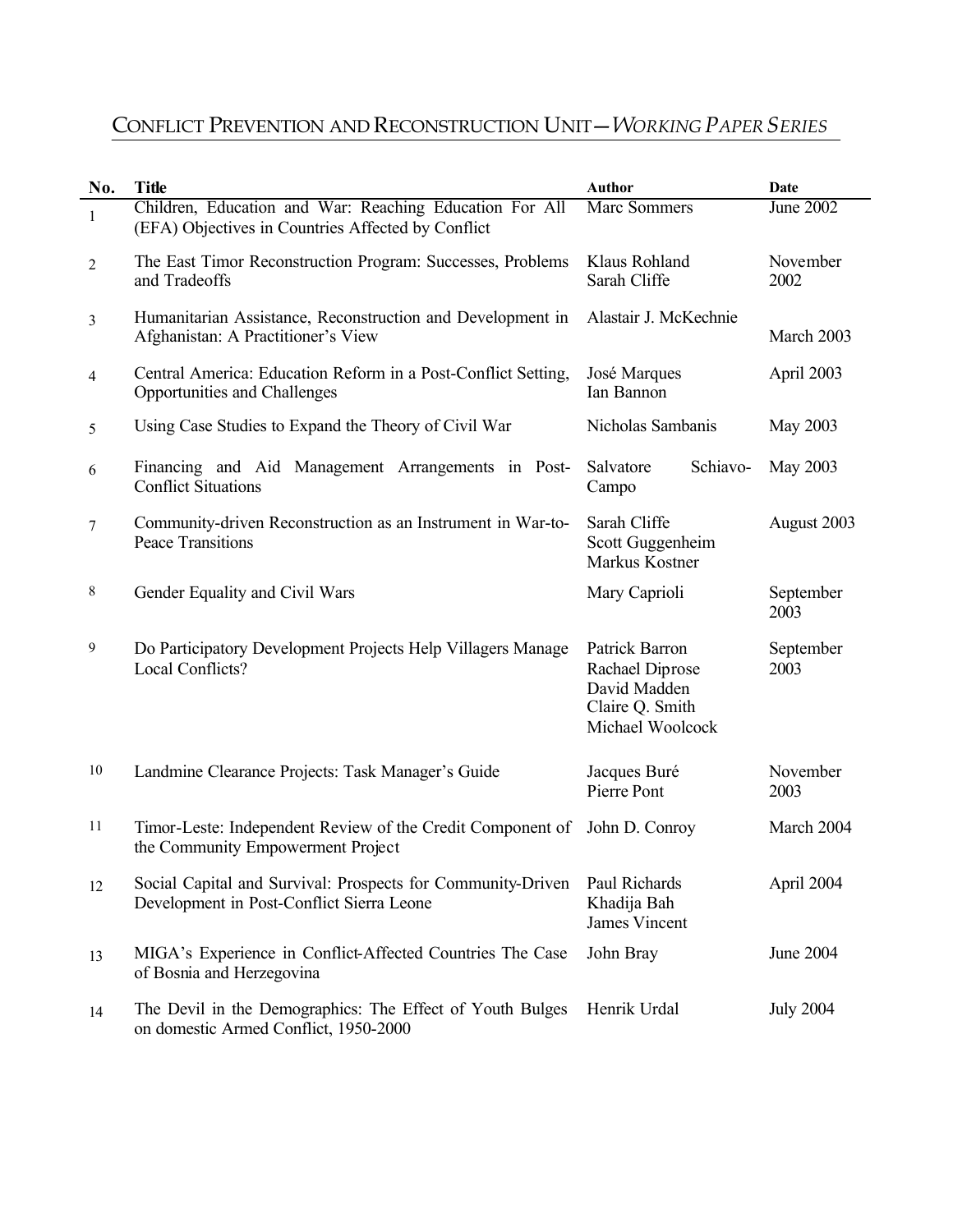## CONFLICT PREVENTION AND RECONSTRUCTION UNIT—*WORKING PAPER SERIES*

| No. | Title | Author | Date |
|---|---|---|---|
| 1 | Children, Education and War: Reaching Education For All (EFA) Objectives in Countries Affected by Conflict | Marc Sommers | June 2002 |
| 2 | The East Timor Reconstruction Program: Successes, Problems and Tradeoffs | Klaus Rohland<br>Sarah Cliffe | November 2002 |
| 3 | Humanitarian Assistance, Reconstruction and Development in Afghanistan: A Practitioner's View | Alastair J. McKechnie | March 2003 |
| 4 | Central America: Education Reform in a Post-Conflict Setting, Opportunities and Challenges | José Marques<br>Ian Bannon | April 2003 |
| 5 | Using Case Studies to Expand the Theory of Civil War | Nicholas Sambanis | May 2003 |
| 6 | Financing and Aid Management Arrangements in Post-Conflict Situations | Salvatore Schiavo-Campo | May 2003 |
| 7 | Community-driven Reconstruction as an Instrument in War-to-Peace Transitions | Sarah Cliffe<br>Scott Guggenheim<br>Markus Kostner | August 2003 |
| 8 | Gender Equality and Civil Wars | Mary Caprioli | September 2003 |
| 9 | Do Participatory Development Projects Help Villagers Manage Local Conflicts? | Patrick Barron<br>Rachael Diprose<br>David Madden<br>Claire Q. Smith<br>Michael Woolcock | September 2003 |
| 10 | Landmine Clearance Projects: Task Manager's Guide | Jacques Buré<br>Pierre Pont | November 2003 |
| 11 | Timor-Leste: Independent Review of the Credit Component of the Community Empowerment Project | John D. Conroy | March 2004 |
| 12 | Social Capital and Survival: Prospects for Community-Driven Development in Post-Conflict Sierra Leone | Paul Richards<br>Khadija Bah<br>James Vincent | April 2004 |
| 13 | MIGA's Experience in Conflict-Affected Countries The Case of Bosnia and Herzegovina | John Bray | June 2004 |
| 14 | The Devil in the Demographics: The Effect of Youth Bulges on domestic Armed Conflict, 1950-2000 | Henrik Urdal | July 2004 |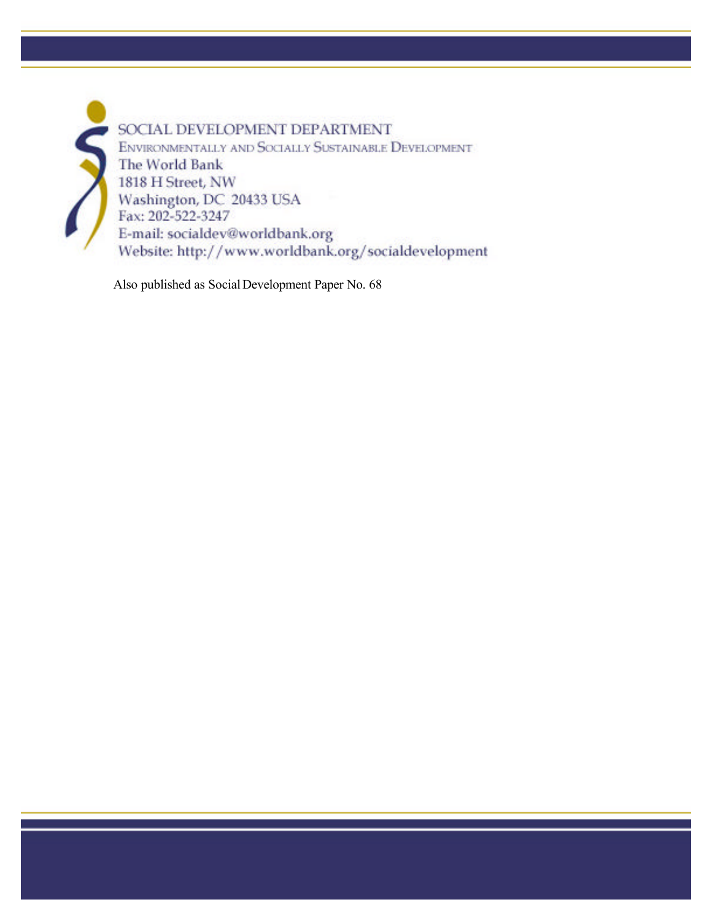SOCIAL DEVELOPMENT DEPARTMENT

ENVIRONMENTALLY AND SOCIALLY SUSTAINABLE DEVELOPMENT

The World Bank

1818 H Street, NW

Washington, DC 20433 USA

Fax: 202-522-3247

E-mail: socialdev@worldbank.org

Website: http://www.worldbank.org/socialdevelopment

Also published as Social Development Paper No. 68